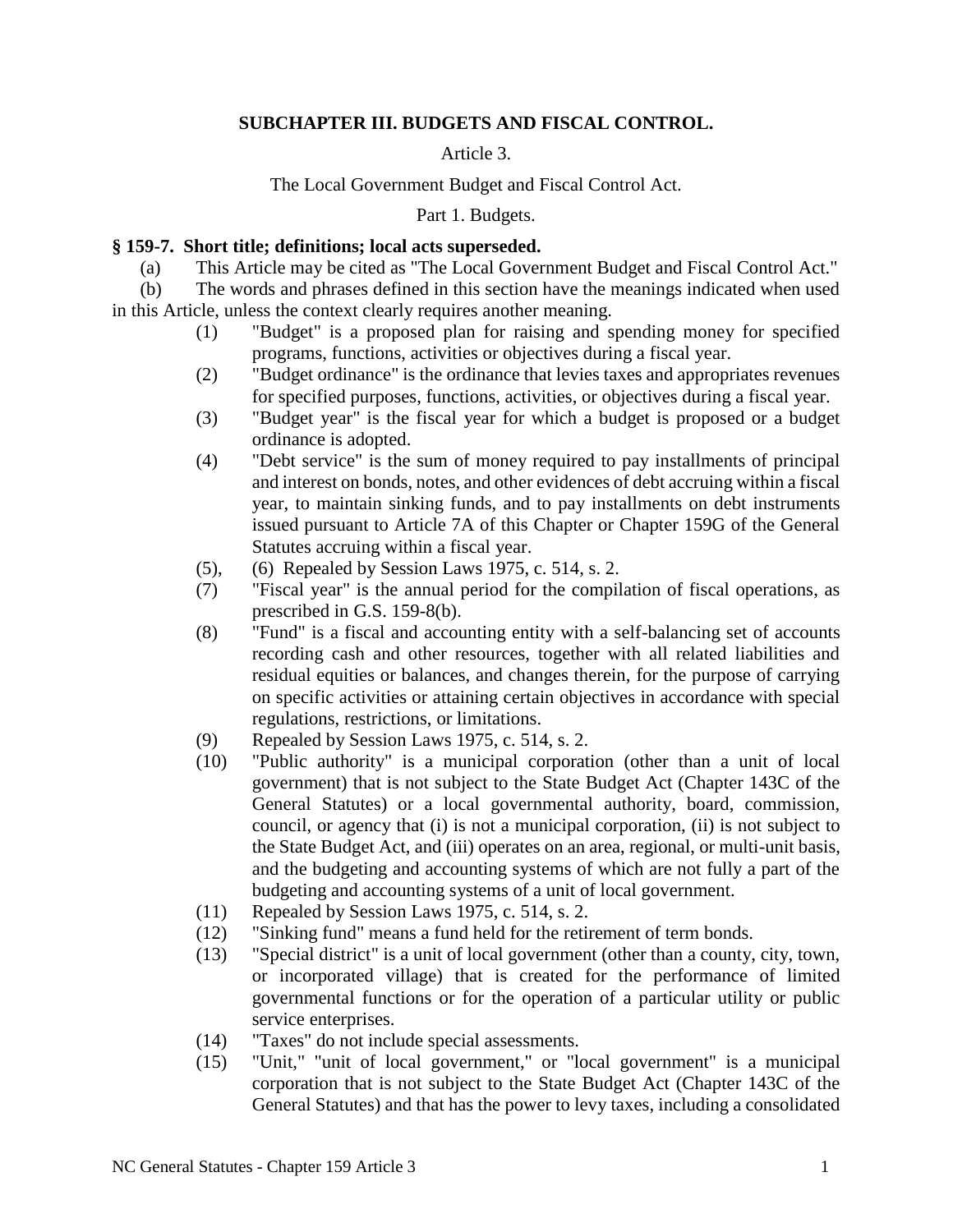## SUBCHAPTER III. BUDGETS AND FISCAL CONTROL.

Article 3.

The Local Government Budget and Fiscal Control Act.

Part 1. Budgets.

### § 159-7. Short title; definitions; local acts superseded.

(a) This Article may be cited as "The Local Government Budget and Fiscal Control Act."

(b) The words and phrases defined in this section have the meanings indicated when used in this Article, unless the context clearly requires another meaning.

(1) "Budget" is a proposed plan for raising and spending money for specified programs, functions, activities or objectives during a fiscal year.

(2) "Budget ordinance" is the ordinance that levies taxes and appropriates revenues for specified purposes, functions, activities, or objectives during a fiscal year.

(3) "Budget year" is the fiscal year for which a budget is proposed or a budget ordinance is adopted.

(4) "Debt service" is the sum of money required to pay installments of principal and interest on bonds, notes, and other evidences of debt accruing within a fiscal year, to maintain sinking funds, and to pay installments on debt instruments issued pursuant to Article 7A of this Chapter or Chapter 159G of the General Statutes accruing within a fiscal year.

(5), (6) Repealed by Session Laws 1975, c. 514, s. 2.

(7) "Fiscal year" is the annual period for the compilation of fiscal operations, as prescribed in G.S. 159-8(b).

(8) "Fund" is a fiscal and accounting entity with a self-balancing set of accounts recording cash and other resources, together with all related liabilities and residual equities or balances, and changes therein, for the purpose of carrying on specific activities or attaining certain objectives in accordance with special regulations, restrictions, or limitations.

(9) Repealed by Session Laws 1975, c. 514, s. 2.

(10) "Public authority" is a municipal corporation (other than a unit of local government) that is not subject to the State Budget Act (Chapter 143C of the General Statutes) or a local governmental authority, board, commission, council, or agency that (i) is not a municipal corporation, (ii) is not subject to the State Budget Act, and (iii) operates on an area, regional, or multi-unit basis, and the budgeting and accounting systems of which are not fully a part of the budgeting and accounting systems of a unit of local government.

(11) Repealed by Session Laws 1975, c. 514, s. 2.

(12) "Sinking fund" means a fund held for the retirement of term bonds.

(13) "Special district" is a unit of local government (other than a county, city, town, or incorporated village) that is created for the performance of limited governmental functions or for the operation of a particular utility or public service enterprises.

(14) "Taxes" do not include special assessments.

(15) "Unit," "unit of local government," or "local government" is a municipal corporation that is not subject to the State Budget Act (Chapter 143C of the General Statutes) and that has the power to levy taxes, including a consolidated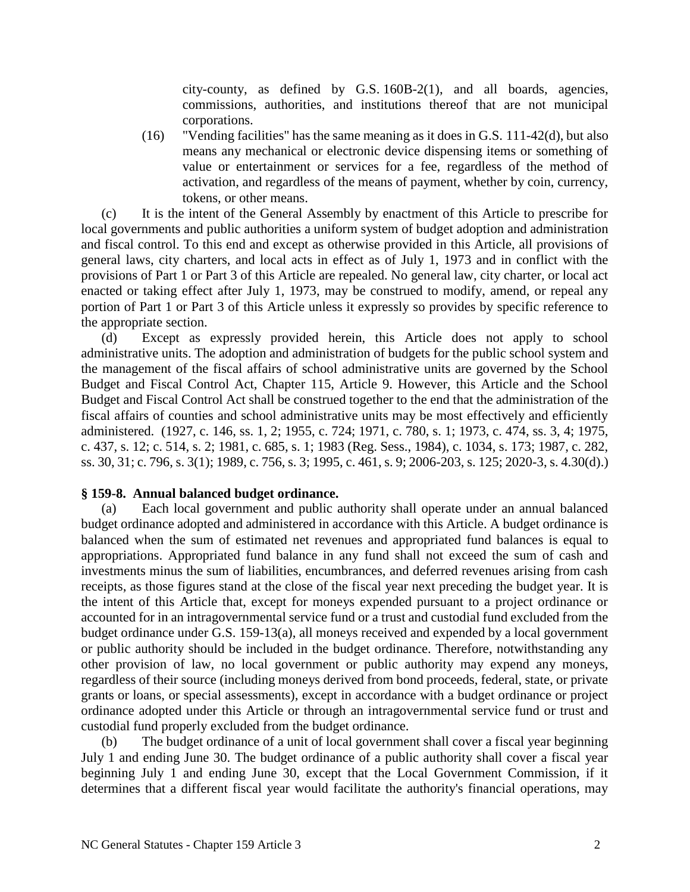city-county, as defined by G.S. 160B-2(1), and all boards, agencies, commissions, authorities, and institutions thereof that are not municipal corporations.

(16) "Vending facilities" has the same meaning as it does in G.S. 111-42(d), but also means any mechanical or electronic device dispensing items or something of value or entertainment or services for a fee, regardless of the method of activation, and regardless of the means of payment, whether by coin, currency, tokens, or other means.

(c) It is the intent of the General Assembly by enactment of this Article to prescribe for local governments and public authorities a uniform system of budget adoption and administration and fiscal control. To this end and except as otherwise provided in this Article, all provisions of general laws, city charters, and local acts in effect as of July 1, 1973 and in conflict with the provisions of Part 1 or Part 3 of this Article are repealed. No general law, city charter, or local act enacted or taking effect after July 1, 1973, may be construed to modify, amend, or repeal any portion of Part 1 or Part 3 of this Article unless it expressly so provides by specific reference to the appropriate section.

(d) Except as expressly provided herein, this Article does not apply to school administrative units. The adoption and administration of budgets for the public school system and the management of the fiscal affairs of school administrative units are governed by the School Budget and Fiscal Control Act, Chapter 115, Article 9. However, this Article and the School Budget and Fiscal Control Act shall be construed together to the end that the administration of the fiscal affairs of counties and school administrative units may be most effectively and efficiently administered. (1927, c. 146, ss. 1, 2; 1955, c. 724; 1971, c. 780, s. 1; 1973, c. 474, ss. 3, 4; 1975, c. 437, s. 12; c. 514, s. 2; 1981, c. 685, s. 1; 1983 (Reg. Sess., 1984), c. 1034, s. 173; 1987, c. 282, ss. 30, 31; c. 796, s. 3(1); 1989, c. 756, s. 3; 1995, c. 461, s. 9; 2006-203, s. 125; 2020-3, s. 4.30(d).)

**§ 159-8. Annual balanced budget ordinance.**

(a) Each local government and public authority shall operate under an annual balanced budget ordinance adopted and administered in accordance with this Article. A budget ordinance is balanced when the sum of estimated net revenues and appropriated fund balances is equal to appropriations. Appropriated fund balance in any fund shall not exceed the sum of cash and investments minus the sum of liabilities, encumbrances, and deferred revenues arising from cash receipts, as those figures stand at the close of the fiscal year next preceding the budget year. It is the intent of this Article that, except for moneys expended pursuant to a project ordinance or accounted for in an intragovernmental service fund or a trust and custodial fund excluded from the budget ordinance under G.S. 159-13(a), all moneys received and expended by a local government or public authority should be included in the budget ordinance. Therefore, notwithstanding any other provision of law, no local government or public authority may expend any moneys, regardless of their source (including moneys derived from bond proceeds, federal, state, or private grants or loans, or special assessments), except in accordance with a budget ordinance or project ordinance adopted under this Article or through an intragovernmental service fund or trust and custodial fund properly excluded from the budget ordinance.

(b) The budget ordinance of a unit of local government shall cover a fiscal year beginning July 1 and ending June 30. The budget ordinance of a public authority shall cover a fiscal year beginning July 1 and ending June 30, except that the Local Government Commission, if it determines that a different fiscal year would facilitate the authority's financial operations, may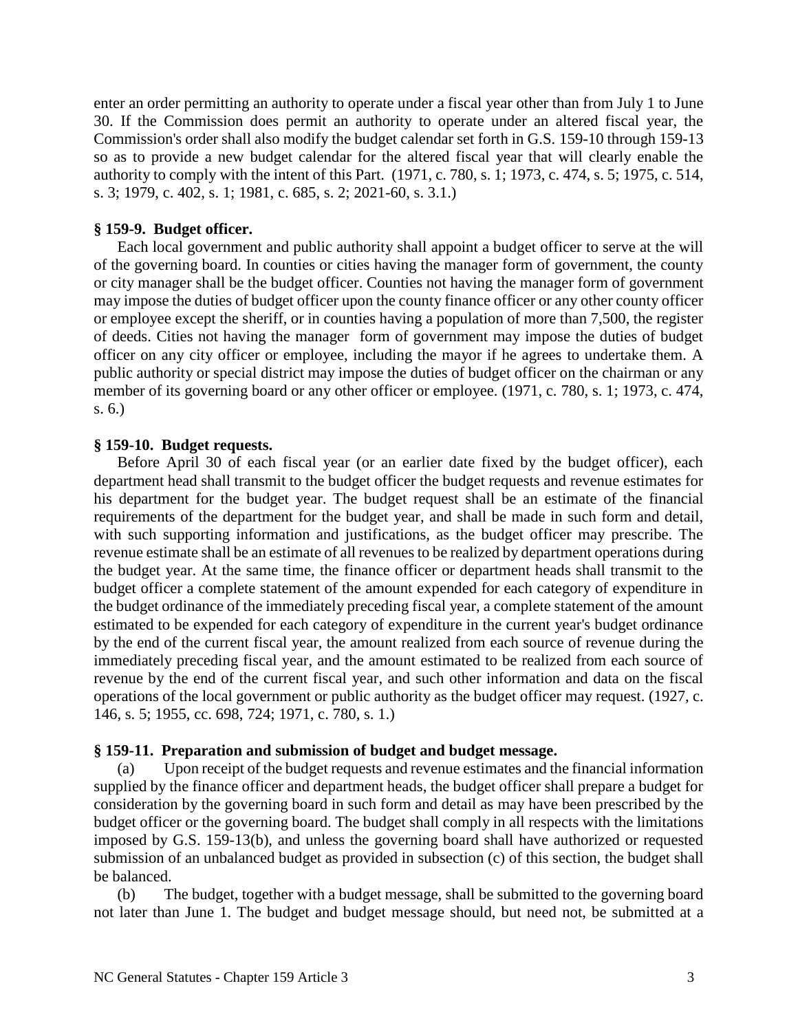enter an order permitting an authority to operate under a fiscal year other than from July 1 to June 30. If the Commission does permit an authority to operate under an altered fiscal year, the Commission's order shall also modify the budget calendar set forth in G.S. 159-10 through 159-13 so as to provide a new budget calendar for the altered fiscal year that will clearly enable the authority to comply with the intent of this Part. (1971, c. 780, s. 1; 1973, c. 474, s. 5; 1975, c. 514, s. 3; 1979, c. 402, s. 1; 1981, c. 685, s. 2; 2021-60, s. 3.1.)

**§ 159-9. Budget officer.**

Each local government and public authority shall appoint a budget officer to serve at the will of the governing board. In counties or cities having the manager form of government, the county or city manager shall be the budget officer. Counties not having the manager form of government may impose the duties of budget officer upon the county finance officer or any other county officer or employee except the sheriff, or in counties having a population of more than 7,500, the register of deeds. Cities not having the manager form of government may impose the duties of budget officer on any city officer or employee, including the mayor if he agrees to undertake them. A public authority or special district may impose the duties of budget officer on the chairman or any member of its governing board or any other officer or employee. (1971, c. 780, s. 1; 1973, c. 474, s. 6.)

**§ 159-10. Budget requests.**

Before April 30 of each fiscal year (or an earlier date fixed by the budget officer), each department head shall transmit to the budget officer the budget requests and revenue estimates for his department for the budget year. The budget request shall be an estimate of the financial requirements of the department for the budget year, and shall be made in such form and detail, with such supporting information and justifications, as the budget officer may prescribe. The revenue estimate shall be an estimate of all revenues to be realized by department operations during the budget year. At the same time, the finance officer or department heads shall transmit to the budget officer a complete statement of the amount expended for each category of expenditure in the budget ordinance of the immediately preceding fiscal year, a complete statement of the amount estimated to be expended for each category of expenditure in the current year's budget ordinance by the end of the current fiscal year, the amount realized from each source of revenue during the immediately preceding fiscal year, and the amount estimated to be realized from each source of revenue by the end of the current fiscal year, and such other information and data on the fiscal operations of the local government or public authority as the budget officer may request. (1927, c. 146, s. 5; 1955, cc. 698, 724; 1971, c. 780, s. 1.)

**§ 159-11. Preparation and submission of budget and budget message.**

(a) Upon receipt of the budget requests and revenue estimates and the financial information supplied by the finance officer and department heads, the budget officer shall prepare a budget for consideration by the governing board in such form and detail as may have been prescribed by the budget officer or the governing board. The budget shall comply in all respects with the limitations imposed by G.S. 159-13(b), and unless the governing board shall have authorized or requested submission of an unbalanced budget as provided in subsection (c) of this section, the budget shall be balanced.

(b) The budget, together with a budget message, shall be submitted to the governing board not later than June 1. The budget and budget message should, but need not, be submitted at a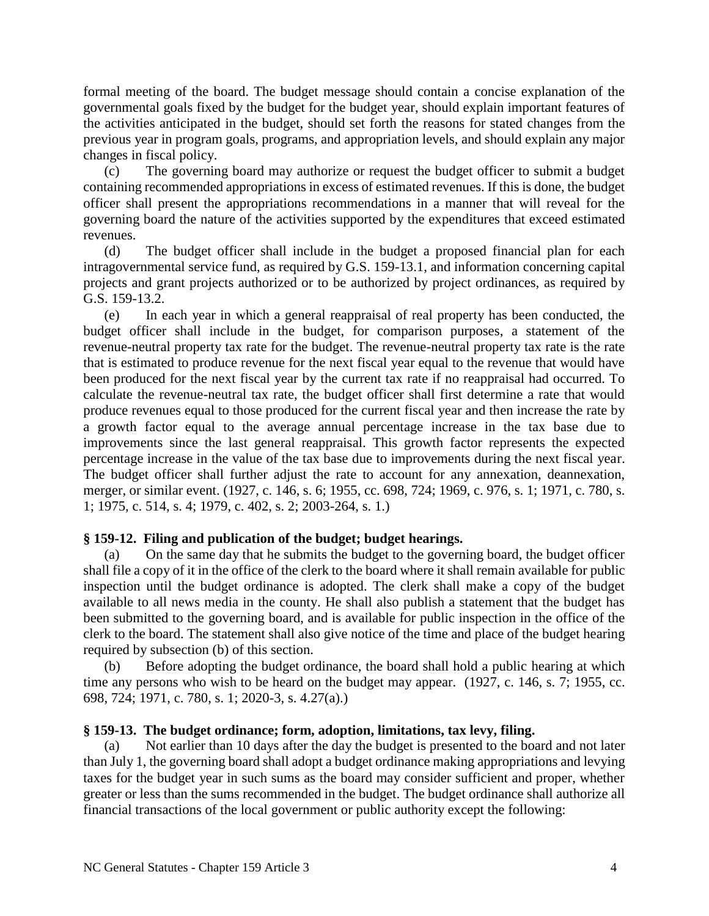formal meeting of the board. The budget message should contain a concise explanation of the governmental goals fixed by the budget for the budget year, should explain important features of the activities anticipated in the budget, should set forth the reasons for stated changes from the previous year in program goals, programs, and appropriation levels, and should explain any major changes in fiscal policy.

(c) The governing board may authorize or request the budget officer to submit a budget containing recommended appropriations in excess of estimated revenues. If this is done, the budget officer shall present the appropriations recommendations in a manner that will reveal for the governing board the nature of the activities supported by the expenditures that exceed estimated revenues.

(d) The budget officer shall include in the budget a proposed financial plan for each intragovernmental service fund, as required by G.S. 159-13.1, and information concerning capital projects and grant projects authorized or to be authorized by project ordinances, as required by G.S. 159-13.2.

(e) In each year in which a general reappraisal of real property has been conducted, the budget officer shall include in the budget, for comparison purposes, a statement of the revenue-neutral property tax rate for the budget. The revenue-neutral property tax rate is the rate that is estimated to produce revenue for the next fiscal year equal to the revenue that would have been produced for the next fiscal year by the current tax rate if no reappraisal had occurred. To calculate the revenue-neutral tax rate, the budget officer shall first determine a rate that would produce revenues equal to those produced for the current fiscal year and then increase the rate by a growth factor equal to the average annual percentage increase in the tax base due to improvements since the last general reappraisal. This growth factor represents the expected percentage increase in the value of the tax base due to improvements during the next fiscal year. The budget officer shall further adjust the rate to account for any annexation, deannexation, merger, or similar event. (1927, c. 146, s. 6; 1955, cc. 698, 724; 1969, c. 976, s. 1; 1971, c. 780, s. 1; 1975, c. 514, s. 4; 1979, c. 402, s. 2; 2003-264, s. 1.)

**§ 159-12. Filing and publication of the budget; budget hearings.**

(a) On the same day that he submits the budget to the governing board, the budget officer shall file a copy of it in the office of the clerk to the board where it shall remain available for public inspection until the budget ordinance is adopted. The clerk shall make a copy of the budget available to all news media in the county. He shall also publish a statement that the budget has been submitted to the governing board, and is available for public inspection in the office of the clerk to the board. The statement shall also give notice of the time and place of the budget hearing required by subsection (b) of this section.

(b) Before adopting the budget ordinance, the board shall hold a public hearing at which time any persons who wish to be heard on the budget may appear. (1927, c. 146, s. 7; 1955, cc. 698, 724; 1971, c. 780, s. 1; 2020-3, s. 4.27(a).)

**§ 159-13. The budget ordinance; form, adoption, limitations, tax levy, filing.**

(a) Not earlier than 10 days after the day the budget is presented to the board and not later than July 1, the governing board shall adopt a budget ordinance making appropriations and levying taxes for the budget year in such sums as the board may consider sufficient and proper, whether greater or less than the sums recommended in the budget. The budget ordinance shall authorize all financial transactions of the local government or public authority except the following: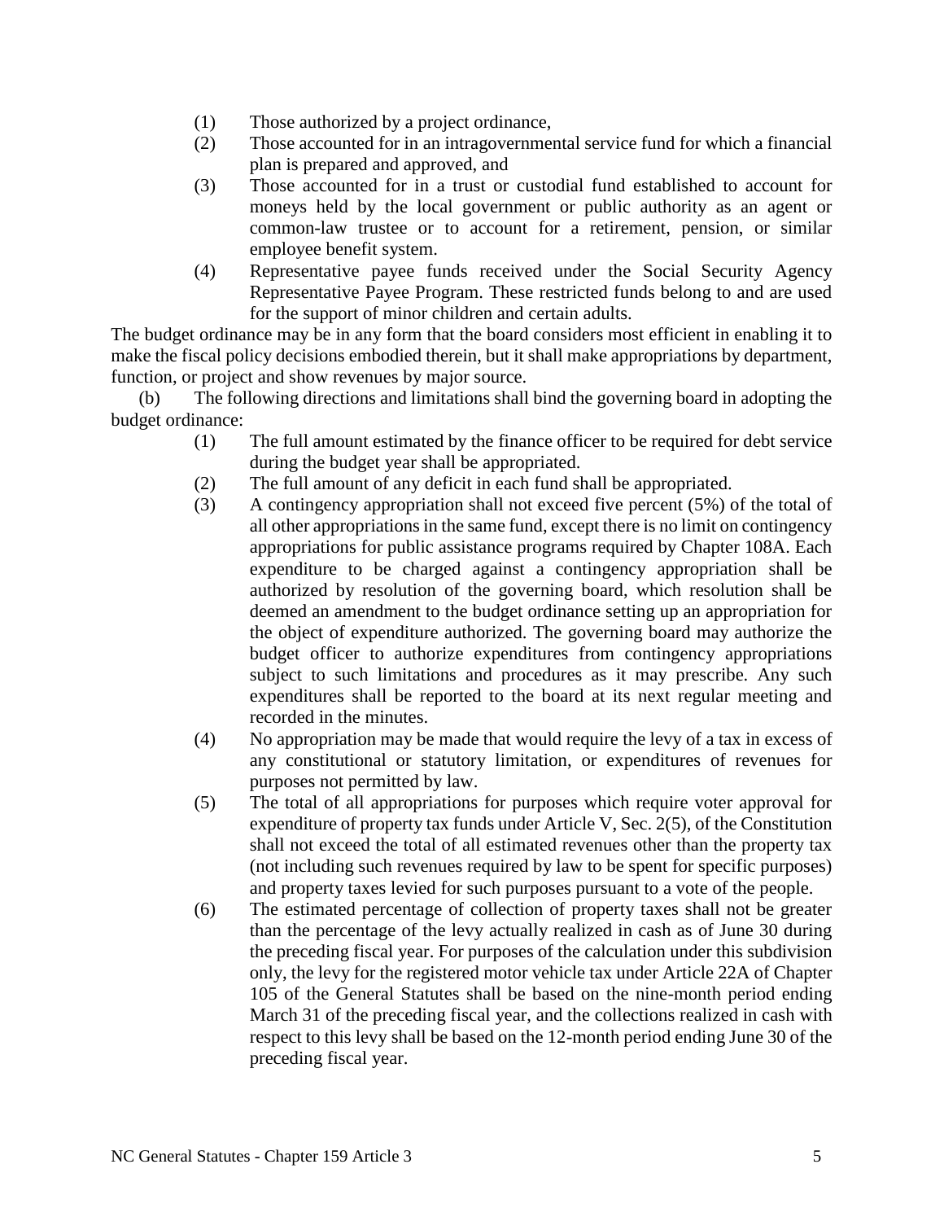(1) Those authorized by a project ordinance,
(2) Those accounted for in an intragovernmental service fund for which a financial plan is prepared and approved, and
(3) Those accounted for in a trust or custodial fund established to account for moneys held by the local government or public authority as an agent or common-law trustee or to account for a retirement, pension, or similar employee benefit system.
(4) Representative payee funds received under the Social Security Agency Representative Payee Program. These restricted funds belong to and are used for the support of minor children and certain adults.

The budget ordinance may be in any form that the board considers most efficient in enabling it to make the fiscal policy decisions embodied therein, but it shall make appropriations by department, function, or project and show revenues by major source.

(b) The following directions and limitations shall bind the governing board in adopting the budget ordinance:

(1) The full amount estimated by the finance officer to be required for debt service during the budget year shall be appropriated.
(2) The full amount of any deficit in each fund shall be appropriated.
(3) A contingency appropriation shall not exceed five percent (5%) of the total of all other appropriations in the same fund, except there is no limit on contingency appropriations for public assistance programs required by Chapter 108A. Each expenditure to be charged against a contingency appropriation shall be authorized by resolution of the governing board, which resolution shall be deemed an amendment to the budget ordinance setting up an appropriation for the object of expenditure authorized. The governing board may authorize the budget officer to authorize expenditures from contingency appropriations subject to such limitations and procedures as it may prescribe. Any such expenditures shall be reported to the board at its next regular meeting and recorded in the minutes.
(4) No appropriation may be made that would require the levy of a tax in excess of any constitutional or statutory limitation, or expenditures of revenues for purposes not permitted by law.
(5) The total of all appropriations for purposes which require voter approval for expenditure of property tax funds under Article V, Sec. 2(5), of the Constitution shall not exceed the total of all estimated revenues other than the property tax (not including such revenues required by law to be spent for specific purposes) and property taxes levied for such purposes pursuant to a vote of the people.
(6) The estimated percentage of collection of property taxes shall not be greater than the percentage of the levy actually realized in cash as of June 30 during the preceding fiscal year. For purposes of the calculation under this subdivision only, the levy for the registered motor vehicle tax under Article 22A of Chapter 105 of the General Statutes shall be based on the nine-month period ending March 31 of the preceding fiscal year, and the collections realized in cash with respect to this levy shall be based on the 12-month period ending June 30 of the preceding fiscal year.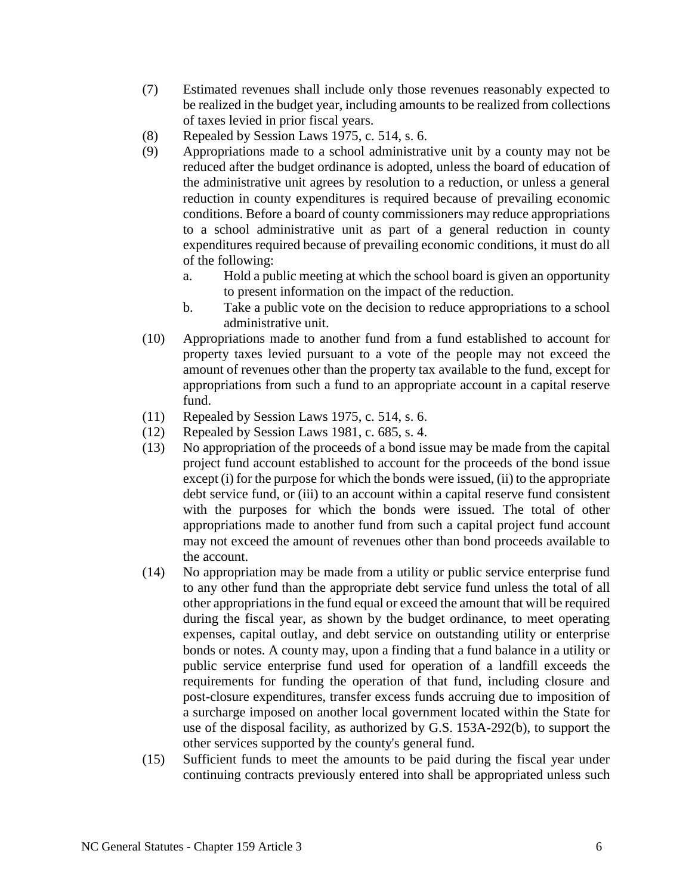(7) Estimated revenues shall include only those revenues reasonably expected to be realized in the budget year, including amounts to be realized from collections of taxes levied in prior fiscal years.

(8) Repealed by Session Laws 1975, c. 514, s. 6.

(9) Appropriations made to a school administrative unit by a county may not be reduced after the budget ordinance is adopted, unless the board of education of the administrative unit agrees by resolution to a reduction, or unless a general reduction in county expenditures is required because of prevailing economic conditions. Before a board of county commissioners may reduce appropriations to a school administrative unit as part of a general reduction in county expenditures required because of prevailing economic conditions, it must do all of the following:

   a. Hold a public meeting at which the school board is given an opportunity to present information on the impact of the reduction.

   b. Take a public vote on the decision to reduce appropriations to a school administrative unit.

(10) Appropriations made to another fund from a fund established to account for property taxes levied pursuant to a vote of the people may not exceed the amount of revenues other than the property tax available to the fund, except for appropriations from such a fund to an appropriate account in a capital reserve fund.

(11) Repealed by Session Laws 1975, c. 514, s. 6.

(12) Repealed by Session Laws 1981, c. 685, s. 4.

(13) No appropriation of the proceeds of a bond issue may be made from the capital project fund account established to account for the proceeds of the bond issue except (i) for the purpose for which the bonds were issued, (ii) to the appropriate debt service fund, or (iii) to an account within a capital reserve fund consistent with the purposes for which the bonds were issued. The total of other appropriations made to another fund from such a capital project fund account may not exceed the amount of revenues other than bond proceeds available to the account.

(14) No appropriation may be made from a utility or public service enterprise fund to any other fund than the appropriate debt service fund unless the total of all other appropriations in the fund equal or exceed the amount that will be required during the fiscal year, as shown by the budget ordinance, to meet operating expenses, capital outlay, and debt service on outstanding utility or enterprise bonds or notes. A county may, upon a finding that a fund balance in a utility or public service enterprise fund used for operation of a landfill exceeds the requirements for funding the operation of that fund, including closure and post-closure expenditures, transfer excess funds accruing due to imposition of a surcharge imposed on another local government located within the State for use of the disposal facility, as authorized by G.S. 153A-292(b), to support the other services supported by the county's general fund.

(15) Sufficient funds to meet the amounts to be paid during the fiscal year under continuing contracts previously entered into shall be appropriated unless such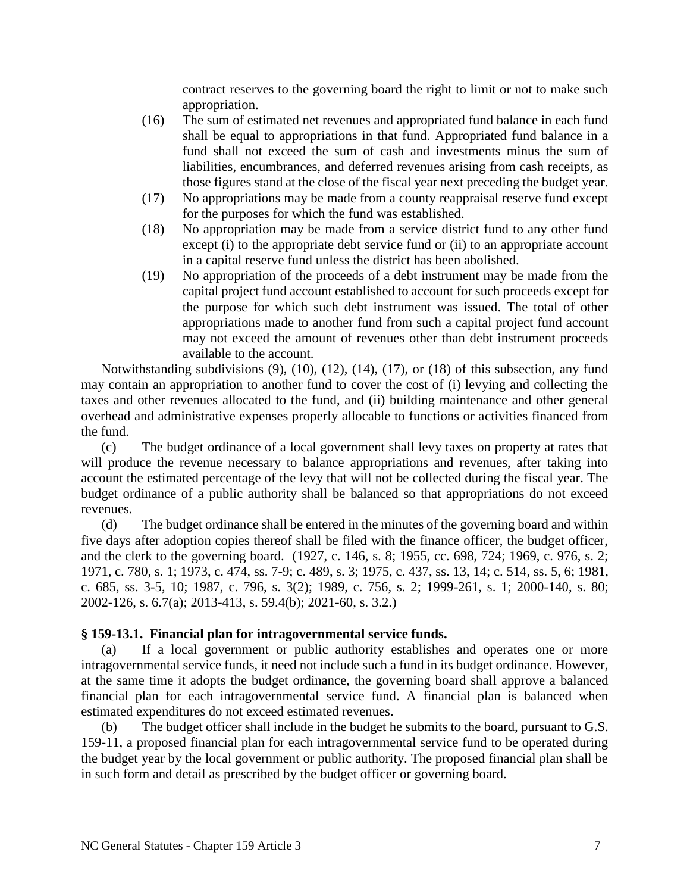contract reserves to the governing board the right to limit or not to make such appropriation.

(16) The sum of estimated net revenues and appropriated fund balance in each fund shall be equal to appropriations in that fund. Appropriated fund balance in a fund shall not exceed the sum of cash and investments minus the sum of liabilities, encumbrances, and deferred revenues arising from cash receipts, as those figures stand at the close of the fiscal year next preceding the budget year.

(17) No appropriations may be made from a county reappraisal reserve fund except for the purposes for which the fund was established.

(18) No appropriation may be made from a service district fund to any other fund except (i) to the appropriate debt service fund or (ii) to an appropriate account in a capital reserve fund unless the district has been abolished.

(19) No appropriation of the proceeds of a debt instrument may be made from the capital project fund account established to account for such proceeds except for the purpose for which such debt instrument was issued. The total of other appropriations made to another fund from such a capital project fund account may not exceed the amount of revenues other than debt instrument proceeds available to the account.

Notwithstanding subdivisions (9), (10), (12), (14), (17), or (18) of this subsection, any fund may contain an appropriation to another fund to cover the cost of (i) levying and collecting the taxes and other revenues allocated to the fund, and (ii) building maintenance and other general overhead and administrative expenses properly allocable to functions or activities financed from the fund.

(c) The budget ordinance of a local government shall levy taxes on property at rates that will produce the revenue necessary to balance appropriations and revenues, after taking into account the estimated percentage of the levy that will not be collected during the fiscal year. The budget ordinance of a public authority shall be balanced so that appropriations do not exceed revenues.

(d) The budget ordinance shall be entered in the minutes of the governing board and within five days after adoption copies thereof shall be filed with the finance officer, the budget officer, and the clerk to the governing board. (1927, c. 146, s. 8; 1955, cc. 698, 724; 1969, c. 976, s. 2; 1971, c. 780, s. 1; 1973, c. 474, ss. 7-9; c. 489, s. 3; 1975, c. 437, ss. 13, 14; c. 514, ss. 5, 6; 1981, c. 685, ss. 3-5, 10; 1987, c. 796, s. 3(2); 1989, c. 756, s. 2; 1999-261, s. 1; 2000-140, s. 80; 2002-126, s. 6.7(a); 2013-413, s. 59.4(b); 2021-60, s. 3.2.)

### § 159-13.1. Financial plan for intragovernmental service funds.

(a) If a local government or public authority establishes and operates one or more intragovernmental service funds, it need not include such a fund in its budget ordinance. However, at the same time it adopts the budget ordinance, the governing board shall approve a balanced financial plan for each intragovernmental service fund. A financial plan is balanced when estimated expenditures do not exceed estimated revenues.

(b) The budget officer shall include in the budget he submits to the board, pursuant to G.S. 159-11, a proposed financial plan for each intragovernmental service fund to be operated during the budget year by the local government or public authority. The proposed financial plan shall be in such form and detail as prescribed by the budget officer or governing board.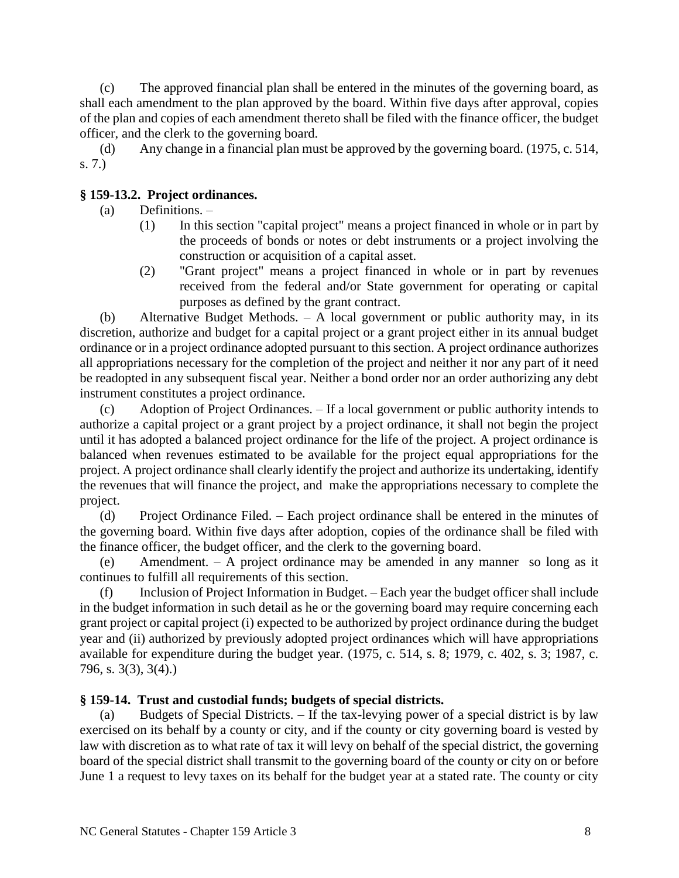(c) The approved financial plan shall be entered in the minutes of the governing board, as shall each amendment to the plan approved by the board. Within five days after approval, copies of the plan and copies of each amendment thereto shall be filed with the finance officer, the budget officer, and the clerk to the governing board.

(d) Any change in a financial plan must be approved by the governing board. (1975, c. 514, s. 7.)

### § 159-13.2. Project ordinances.

(a) Definitions. –

(1) In this section "capital project" means a project financed in whole or in part by the proceeds of bonds or notes or debt instruments or a project involving the construction or acquisition of a capital asset.

(2) "Grant project" means a project financed in whole or in part by revenues received from the federal and/or State government for operating or capital purposes as defined by the grant contract.

(b) Alternative Budget Methods. – A local government or public authority may, in its discretion, authorize and budget for a capital project or a grant project either in its annual budget ordinance or in a project ordinance adopted pursuant to this section. A project ordinance authorizes all appropriations necessary for the completion of the project and neither it nor any part of it need be readopted in any subsequent fiscal year. Neither a bond order nor an order authorizing any debt instrument constitutes a project ordinance.

(c) Adoption of Project Ordinances. – If a local government or public authority intends to authorize a capital project or a grant project by a project ordinance, it shall not begin the project until it has adopted a balanced project ordinance for the life of the project. A project ordinance is balanced when revenues estimated to be available for the project equal appropriations for the project. A project ordinance shall clearly identify the project and authorize its undertaking, identify the revenues that will finance the project, and make the appropriations necessary to complete the project.

(d) Project Ordinance Filed. – Each project ordinance shall be entered in the minutes of the governing board. Within five days after adoption, copies of the ordinance shall be filed with the finance officer, the budget officer, and the clerk to the governing board.

(e) Amendment. – A project ordinance may be amended in any manner so long as it continues to fulfill all requirements of this section.

(f) Inclusion of Project Information in Budget. – Each year the budget officer shall include in the budget information in such detail as he or the governing board may require concerning each grant project or capital project (i) expected to be authorized by project ordinance during the budget year and (ii) authorized by previously adopted project ordinances which will have appropriations available for expenditure during the budget year. (1975, c. 514, s. 8; 1979, c. 402, s. 3; 1987, c. 796, s. 3(3), 3(4).)

### § 159-14. Trust and custodial funds; budgets of special districts.

(a) Budgets of Special Districts. – If the tax-levying power of a special district is by law exercised on its behalf by a county or city, and if the county or city governing board is vested by law with discretion as to what rate of tax it will levy on behalf of the special district, the governing board of the special district shall transmit to the governing board of the county or city on or before June 1 a request to levy taxes on its behalf for the budget year at a stated rate. The county or city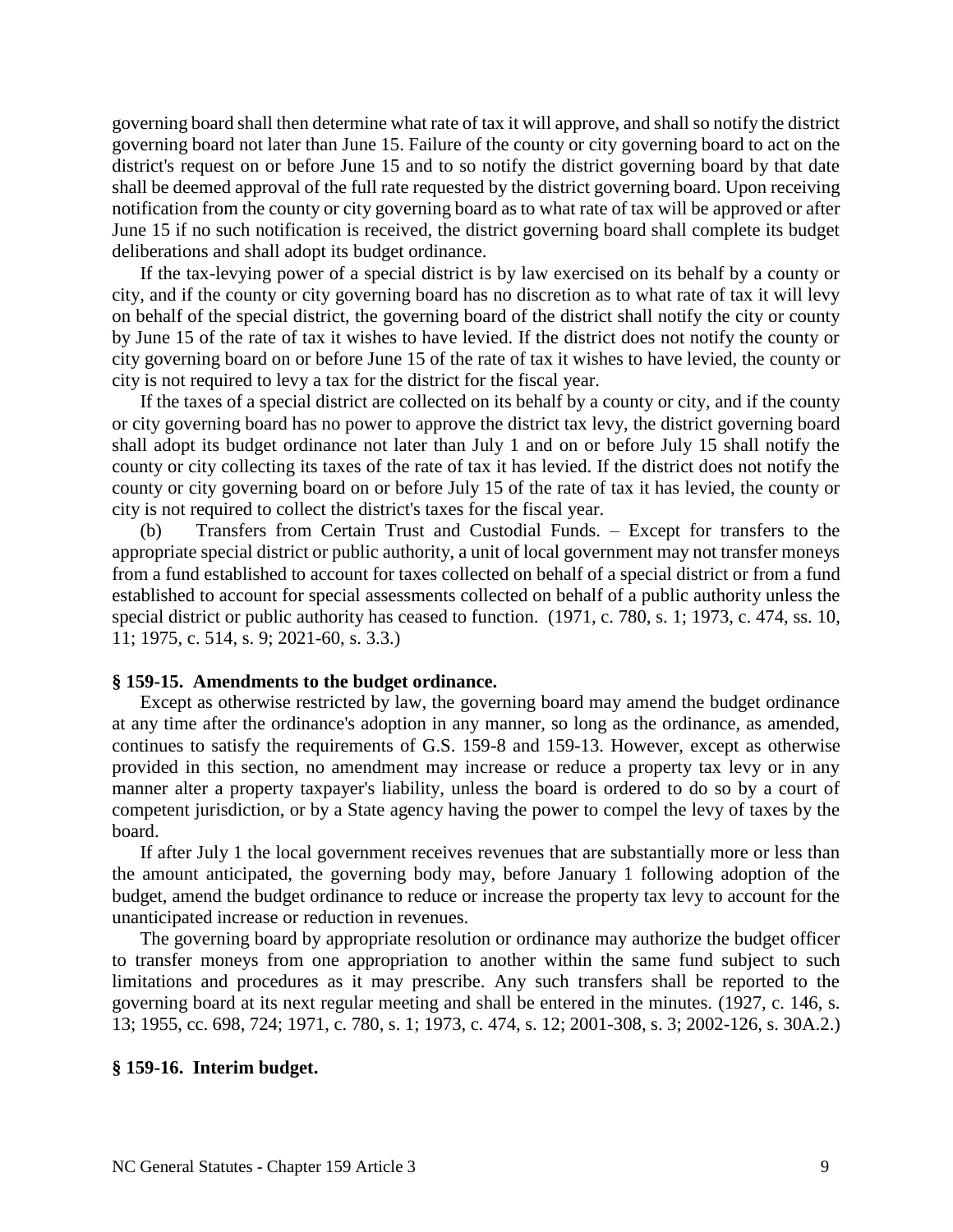governing board shall then determine what rate of tax it will approve, and shall so notify the district governing board not later than June 15. Failure of the county or city governing board to act on the district's request on or before June 15 and to so notify the district governing board by that date shall be deemed approval of the full rate requested by the district governing board. Upon receiving notification from the county or city governing board as to what rate of tax will be approved or after June 15 if no such notification is received, the district governing board shall complete its budget deliberations and shall adopt its budget ordinance.

If the tax-levying power of a special district is by law exercised on its behalf by a county or city, and if the county or city governing board has no discretion as to what rate of tax it will levy on behalf of the special district, the governing board of the district shall notify the city or county by June 15 of the rate of tax it wishes to have levied. If the district does not notify the county or city governing board on or before June 15 of the rate of tax it wishes to have levied, the county or city is not required to levy a tax for the district for the fiscal year.

If the taxes of a special district are collected on its behalf by a county or city, and if the county or city governing board has no power to approve the district tax levy, the district governing board shall adopt its budget ordinance not later than July 1 and on or before July 15 shall notify the county or city collecting its taxes of the rate of tax it has levied. If the district does not notify the county or city governing board on or before July 15 of the rate of tax it has levied, the county or city is not required to collect the district's taxes for the fiscal year.

(b) Transfers from Certain Trust and Custodial Funds. – Except for transfers to the appropriate special district or public authority, a unit of local government may not transfer moneys from a fund established to account for taxes collected on behalf of a special district or from a fund established to account for special assessments collected on behalf of a public authority unless the special district or public authority has ceased to function. (1971, c. 780, s. 1; 1973, c. 474, ss. 10, 11; 1975, c. 514, s. 9; 2021-60, s. 3.3.)

### § 159-15. Amendments to the budget ordinance.

Except as otherwise restricted by law, the governing board may amend the budget ordinance at any time after the ordinance's adoption in any manner, so long as the ordinance, as amended, continues to satisfy the requirements of G.S. 159-8 and 159-13. However, except as otherwise provided in this section, no amendment may increase or reduce a property tax levy or in any manner alter a property taxpayer's liability, unless the board is ordered to do so by a court of competent jurisdiction, or by a State agency having the power to compel the levy of taxes by the board.

If after July 1 the local government receives revenues that are substantially more or less than the amount anticipated, the governing body may, before January 1 following adoption of the budget, amend the budget ordinance to reduce or increase the property tax levy to account for the unanticipated increase or reduction in revenues.

The governing board by appropriate resolution or ordinance may authorize the budget officer to transfer moneys from one appropriation to another within the same fund subject to such limitations and procedures as it may prescribe. Any such transfers shall be reported to the governing board at its next regular meeting and shall be entered in the minutes. (1927, c. 146, s. 13; 1955, cc. 698, 724; 1971, c. 780, s. 1; 1973, c. 474, s. 12; 2001-308, s. 3; 2002-126, s. 30A.2.)

### § 159-16. Interim budget.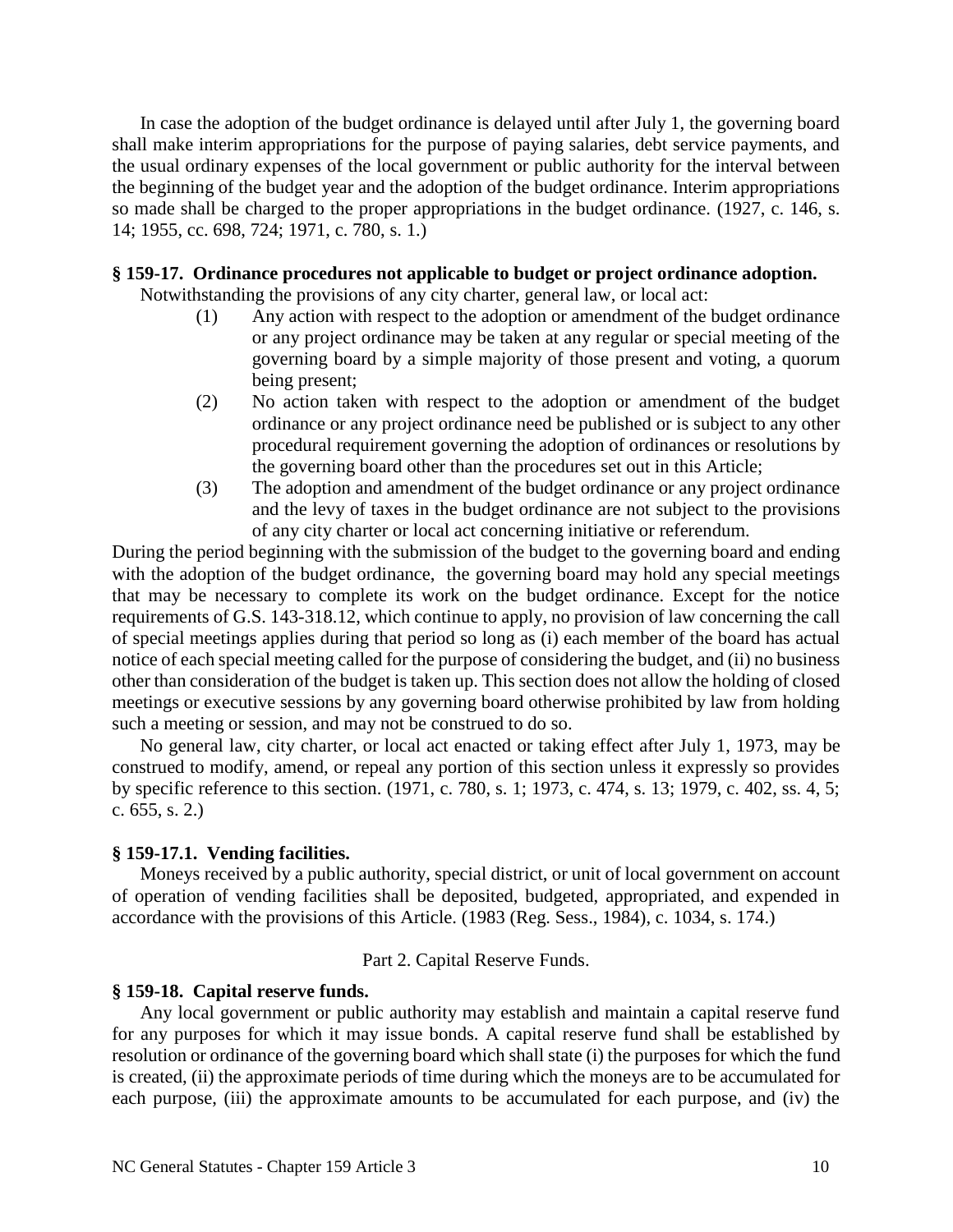In case the adoption of the budget ordinance is delayed until after July 1, the governing board shall make interim appropriations for the purpose of paying salaries, debt service payments, and the usual ordinary expenses of the local government or public authority for the interval between the beginning of the budget year and the adoption of the budget ordinance. Interim appropriations so made shall be charged to the proper appropriations in the budget ordinance. (1927, c. 146, s. 14; 1955, cc. 698, 724; 1971, c. 780, s. 1.)

**§ 159-17. Ordinance procedures not applicable to budget or project ordinance adoption.**

Notwithstanding the provisions of any city charter, general law, or local act:

(1) Any action with respect to the adoption or amendment of the budget ordinance or any project ordinance may be taken at any regular or special meeting of the governing board by a simple majority of those present and voting, a quorum being present;

(2) No action taken with respect to the adoption or amendment of the budget ordinance or any project ordinance need be published or is subject to any other procedural requirement governing the adoption of ordinances or resolutions by the governing board other than the procedures set out in this Article;

(3) The adoption and amendment of the budget ordinance or any project ordinance and the levy of taxes in the budget ordinance are not subject to the provisions of any city charter or local act concerning initiative or referendum.

During the period beginning with the submission of the budget to the governing board and ending with the adoption of the budget ordinance, the governing board may hold any special meetings that may be necessary to complete its work on the budget ordinance. Except for the notice requirements of G.S. 143-318.12, which continue to apply, no provision of law concerning the call of special meetings applies during that period so long as (i) each member of the board has actual notice of each special meeting called for the purpose of considering the budget, and (ii) no business other than consideration of the budget is taken up. This section does not allow the holding of closed meetings or executive sessions by any governing board otherwise prohibited by law from holding such a meeting or session, and may not be construed to do so.

No general law, city charter, or local act enacted or taking effect after July 1, 1973, may be construed to modify, amend, or repeal any portion of this section unless it expressly so provides by specific reference to this section. (1971, c. 780, s. 1; 1973, c. 474, s. 13; 1979, c. 402, ss. 4, 5; c. 655, s. 2.)

**§ 159-17.1. Vending facilities.**

Moneys received by a public authority, special district, or unit of local government on account of operation of vending facilities shall be deposited, budgeted, appropriated, and expended in accordance with the provisions of this Article. (1983 (Reg. Sess., 1984), c. 1034, s. 174.)

Part 2. Capital Reserve Funds.

**§ 159-18. Capital reserve funds.**

Any local government or public authority may establish and maintain a capital reserve fund for any purposes for which it may issue bonds. A capital reserve fund shall be established by resolution or ordinance of the governing board which shall state (i) the purposes for which the fund is created, (ii) the approximate periods of time during which the moneys are to be accumulated for each purpose, (iii) the approximate amounts to be accumulated for each purpose, and (iv) the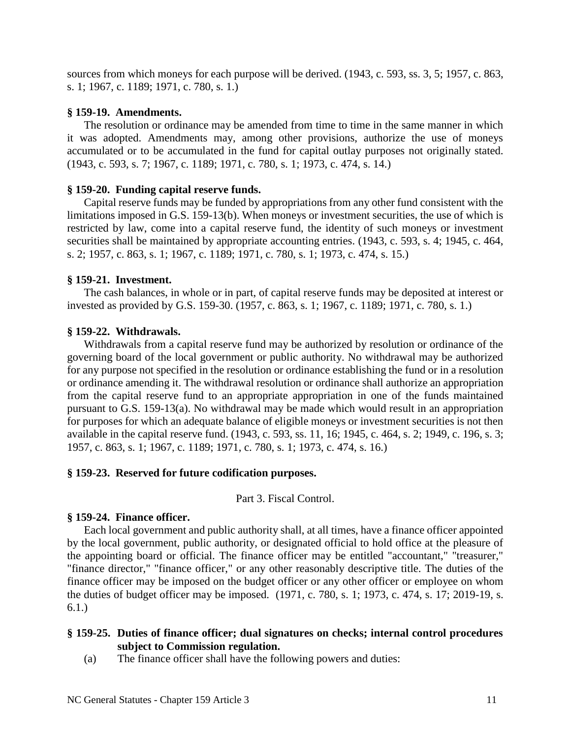sources from which moneys for each purpose will be derived. (1943, c. 593, ss. 3, 5; 1957, c. 863, s. 1; 1967, c. 1189; 1971, c. 780, s. 1.)

**§ 159-19. Amendments.**

The resolution or ordinance may be amended from time to time in the same manner in which it was adopted. Amendments may, among other provisions, authorize the use of moneys accumulated or to be accumulated in the fund for capital outlay purposes not originally stated. (1943, c. 593, s. 7; 1967, c. 1189; 1971, c. 780, s. 1; 1973, c. 474, s. 14.)

**§ 159-20. Funding capital reserve funds.**

Capital reserve funds may be funded by appropriations from any other fund consistent with the limitations imposed in G.S. 159-13(b). When moneys or investment securities, the use of which is restricted by law, come into a capital reserve fund, the identity of such moneys or investment securities shall be maintained by appropriate accounting entries. (1943, c. 593, s. 4; 1945, c. 464, s. 2; 1957, c. 863, s. 1; 1967, c. 1189; 1971, c. 780, s. 1; 1973, c. 474, s. 15.)

**§ 159-21. Investment.**

The cash balances, in whole or in part, of capital reserve funds may be deposited at interest or invested as provided by G.S. 159-30. (1957, c. 863, s. 1; 1967, c. 1189; 1971, c. 780, s. 1.)

**§ 159-22. Withdrawals.**

Withdrawals from a capital reserve fund may be authorized by resolution or ordinance of the governing board of the local government or public authority. No withdrawal may be authorized for any purpose not specified in the resolution or ordinance establishing the fund or in a resolution or ordinance amending it. The withdrawal resolution or ordinance shall authorize an appropriation from the capital reserve fund to an appropriate appropriation in one of the funds maintained pursuant to G.S. 159-13(a). No withdrawal may be made which would result in an appropriation for purposes for which an adequate balance of eligible moneys or investment securities is not then available in the capital reserve fund. (1943, c. 593, ss. 11, 16; 1945, c. 464, s. 2; 1949, c. 196, s. 3; 1957, c. 863, s. 1; 1967, c. 1189; 1971, c. 780, s. 1; 1973, c. 474, s. 16.)

**§ 159-23. Reserved for future codification purposes.**

Part 3. Fiscal Control.

**§ 159-24. Finance officer.**

Each local government and public authority shall, at all times, have a finance officer appointed by the local government, public authority, or designated official to hold office at the pleasure of the appointing board or official. The finance officer may be entitled "accountant," "treasurer," "finance director," "finance officer," or any other reasonably descriptive title. The duties of the finance officer may be imposed on the budget officer or any other officer or employee on whom the duties of budget officer may be imposed. (1971, c. 780, s. 1; 1973, c. 474, s. 17; 2019-19, s. 6.1.)

**§ 159-25. Duties of finance officer; dual signatures on checks; internal control procedures subject to Commission regulation.**

(a) The finance officer shall have the following powers and duties: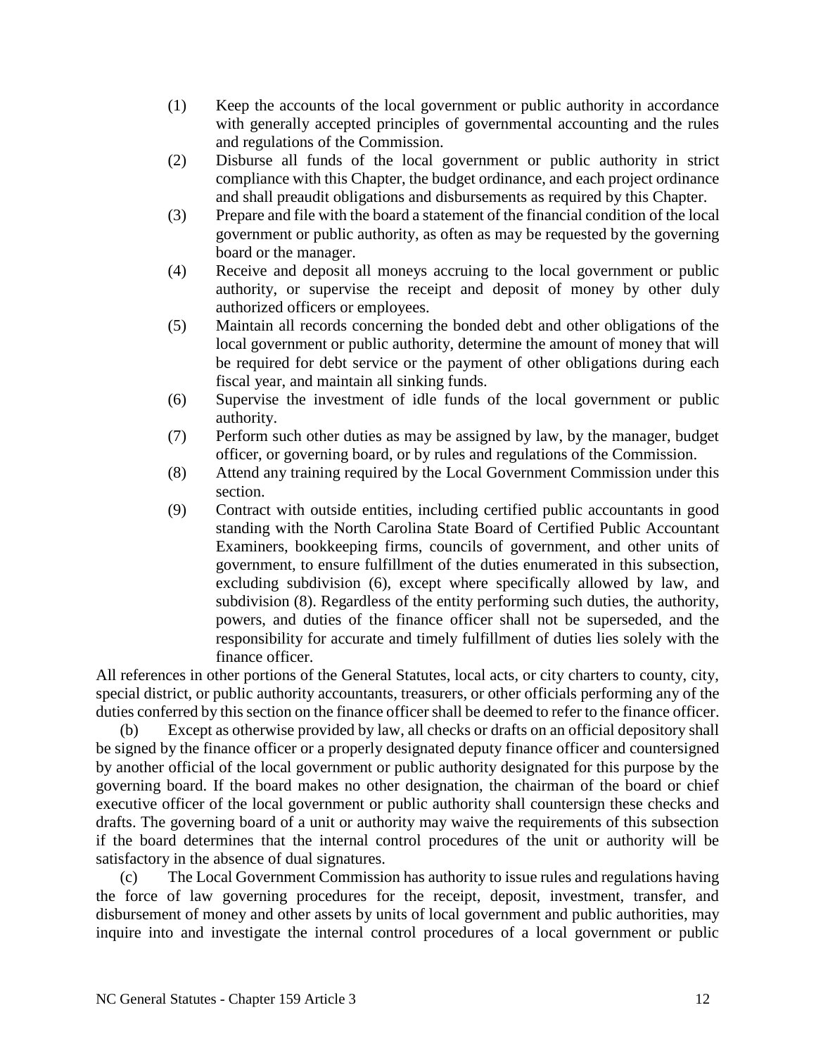(1) Keep the accounts of the local government or public authority in accordance with generally accepted principles of governmental accounting and the rules and regulations of the Commission.

(2) Disburse all funds of the local government or public authority in strict compliance with this Chapter, the budget ordinance, and each project ordinance and shall preaudit obligations and disbursements as required by this Chapter.

(3) Prepare and file with the board a statement of the financial condition of the local government or public authority, as often as may be requested by the governing board or the manager.

(4) Receive and deposit all moneys accruing to the local government or public authority, or supervise the receipt and deposit of money by other duly authorized officers or employees.

(5) Maintain all records concerning the bonded debt and other obligations of the local government or public authority, determine the amount of money that will be required for debt service or the payment of other obligations during each fiscal year, and maintain all sinking funds.

(6) Supervise the investment of idle funds of the local government or public authority.

(7) Perform such other duties as may be assigned by law, by the manager, budget officer, or governing board, or by rules and regulations of the Commission.

(8) Attend any training required by the Local Government Commission under this section.

(9) Contract with outside entities, including certified public accountants in good standing with the North Carolina State Board of Certified Public Accountant Examiners, bookkeeping firms, councils of government, and other units of government, to ensure fulfillment of the duties enumerated in this subsection, excluding subdivision (6), except where specifically allowed by law, and subdivision (8). Regardless of the entity performing such duties, the authority, powers, and duties of the finance officer shall not be superseded, and the responsibility for accurate and timely fulfillment of duties lies solely with the finance officer.

All references in other portions of the General Statutes, local acts, or city charters to county, city, special district, or public authority accountants, treasurers, or other officials performing any of the duties conferred by this section on the finance officer shall be deemed to refer to the finance officer.

(b) Except as otherwise provided by law, all checks or drafts on an official depository shall be signed by the finance officer or a properly designated deputy finance officer and countersigned by another official of the local government or public authority designated for this purpose by the governing board. If the board makes no other designation, the chairman of the board or chief executive officer of the local government or public authority shall countersign these checks and drafts. The governing board of a unit or authority may waive the requirements of this subsection if the board determines that the internal control procedures of the unit or authority will be satisfactory in the absence of dual signatures.

(c) The Local Government Commission has authority to issue rules and regulations having the force of law governing procedures for the receipt, deposit, investment, transfer, and disbursement of money and other assets by units of local government and public authorities, may inquire into and investigate the internal control procedures of a local government or public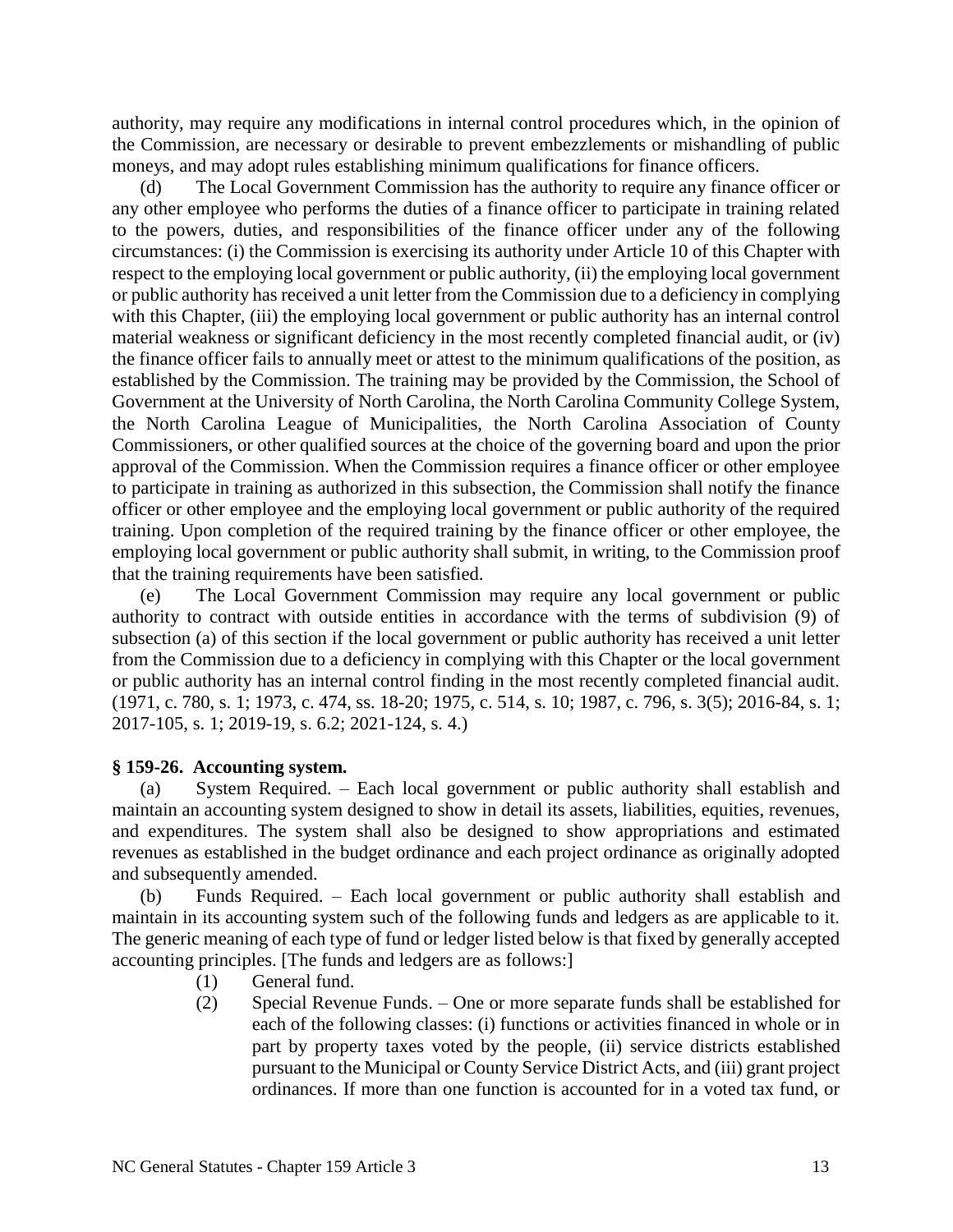authority, may require any modifications in internal control procedures which, in the opinion of the Commission, are necessary or desirable to prevent embezzlements or mishandling of public moneys, and may adopt rules establishing minimum qualifications for finance officers.

(d) The Local Government Commission has the authority to require any finance officer or any other employee who performs the duties of a finance officer to participate in training related to the powers, duties, and responsibilities of the finance officer under any of the following circumstances: (i) the Commission is exercising its authority under Article 10 of this Chapter with respect to the employing local government or public authority, (ii) the employing local government or public authority has received a unit letter from the Commission due to a deficiency in complying with this Chapter, (iii) the employing local government or public authority has an internal control material weakness or significant deficiency in the most recently completed financial audit, or (iv) the finance officer fails to annually meet or attest to the minimum qualifications of the position, as established by the Commission. The training may be provided by the Commission, the School of Government at the University of North Carolina, the North Carolina Community College System, the North Carolina League of Municipalities, the North Carolina Association of County Commissioners, or other qualified sources at the choice of the governing board and upon the prior approval of the Commission. When the Commission requires a finance officer or other employee to participate in training as authorized in this subsection, the Commission shall notify the finance officer or other employee and the employing local government or public authority of the required training. Upon completion of the required training by the finance officer or other employee, the employing local government or public authority shall submit, in writing, to the Commission proof that the training requirements have been satisfied.

(e) The Local Government Commission may require any local government or public authority to contract with outside entities in accordance with the terms of subdivision (9) of subsection (a) of this section if the local government or public authority has received a unit letter from the Commission due to a deficiency in complying with this Chapter or the local government or public authority has an internal control finding in the most recently completed financial audit. (1971, c. 780, s. 1; 1973, c. 474, ss. 18-20; 1975, c. 514, s. 10; 1987, c. 796, s. 3(5); 2016-84, s. 1; 2017-105, s. 1; 2019-19, s. 6.2; 2021-124, s. 4.)

### § 159-26. Accounting system.

(a) System Required. – Each local government or public authority shall establish and maintain an accounting system designed to show in detail its assets, liabilities, equities, revenues, and expenditures. The system shall also be designed to show appropriations and estimated revenues as established in the budget ordinance and each project ordinance as originally adopted and subsequently amended.

(b) Funds Required. – Each local government or public authority shall establish and maintain in its accounting system such of the following funds and ledgers as are applicable to it. The generic meaning of each type of fund or ledger listed below is that fixed by generally accepted accounting principles. [The funds and ledgers are as follows:]

(1) General fund.

(2) Special Revenue Funds. – One or more separate funds shall be established for each of the following classes: (i) functions or activities financed in whole or in part by property taxes voted by the people, (ii) service districts established pursuant to the Municipal or County Service District Acts, and (iii) grant project ordinances. If more than one function is accounted for in a voted tax fund, or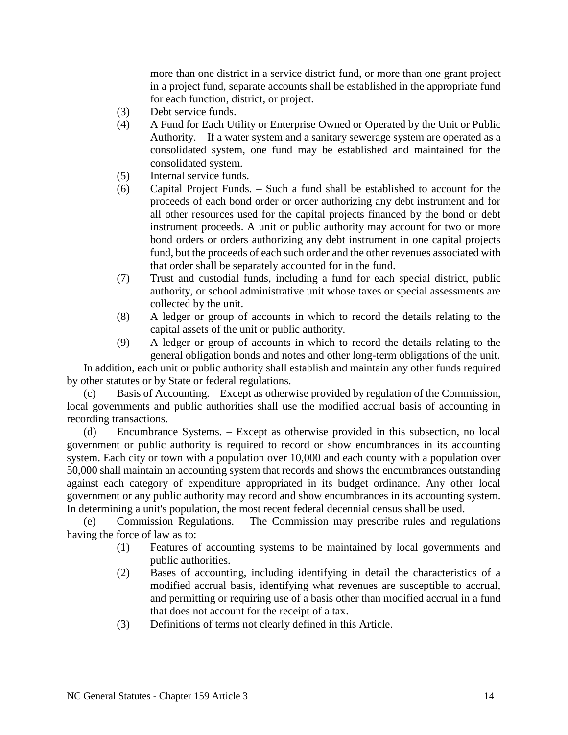more than one district in a service district fund, or more than one grant project in a project fund, separate accounts shall be established in the appropriate fund for each function, district, or project.

(3) Debt service funds.

(4) A Fund for Each Utility or Enterprise Owned or Operated by the Unit or Public Authority. – If a water system and a sanitary sewerage system are operated as a consolidated system, one fund may be established and maintained for the consolidated system.

(5) Internal service funds.

(6) Capital Project Funds. – Such a fund shall be established to account for the proceeds of each bond order or order authorizing any debt instrument and for all other resources used for the capital projects financed by the bond or debt instrument proceeds. A unit or public authority may account for two or more bond orders or orders authorizing any debt instrument in one capital projects fund, but the proceeds of each such order and the other revenues associated with that order shall be separately accounted for in the fund.

(7) Trust and custodial funds, including a fund for each special district, public authority, or school administrative unit whose taxes or special assessments are collected by the unit.

(8) A ledger or group of accounts in which to record the details relating to the capital assets of the unit or public authority.

(9) A ledger or group of accounts in which to record the details relating to the general obligation bonds and notes and other long-term obligations of the unit.

In addition, each unit or public authority shall establish and maintain any other funds required by other statutes or by State or federal regulations.

(c) Basis of Accounting. – Except as otherwise provided by regulation of the Commission, local governments and public authorities shall use the modified accrual basis of accounting in recording transactions.

(d) Encumbrance Systems. – Except as otherwise provided in this subsection, no local government or public authority is required to record or show encumbrances in its accounting system. Each city or town with a population over 10,000 and each county with a population over 50,000 shall maintain an accounting system that records and shows the encumbrances outstanding against each category of expenditure appropriated in its budget ordinance. Any other local government or any public authority may record and show encumbrances in its accounting system. In determining a unit's population, the most recent federal decennial census shall be used.

(e) Commission Regulations. – The Commission may prescribe rules and regulations having the force of law as to:

(1) Features of accounting systems to be maintained by local governments and public authorities.

(2) Bases of accounting, including identifying in detail the characteristics of a modified accrual basis, identifying what revenues are susceptible to accrual, and permitting or requiring use of a basis other than modified accrual in a fund that does not account for the receipt of a tax.

(3) Definitions of terms not clearly defined in this Article.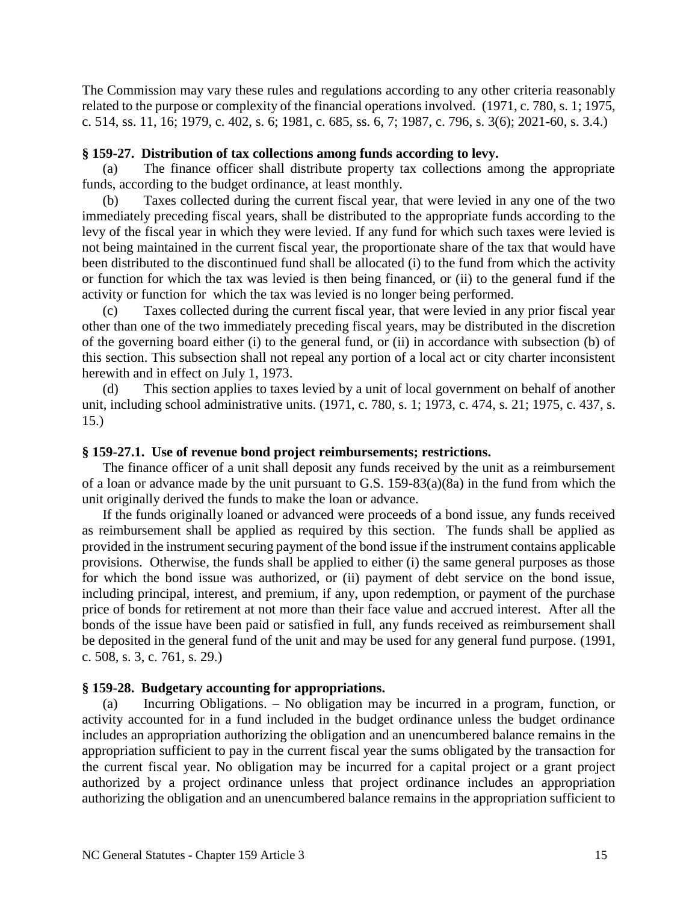The Commission may vary these rules and regulations according to any other criteria reasonably related to the purpose or complexity of the financial operations involved. (1971, c. 780, s. 1; 1975, c. 514, ss. 11, 16; 1979, c. 402, s. 6; 1981, c. 685, ss. 6, 7; 1987, c. 796, s. 3(6); 2021-60, s. 3.4.)

**§ 159-27. Distribution of tax collections among funds according to levy.**

(a) The finance officer shall distribute property tax collections among the appropriate funds, according to the budget ordinance, at least monthly.

(b) Taxes collected during the current fiscal year, that were levied in any one of the two immediately preceding fiscal years, shall be distributed to the appropriate funds according to the levy of the fiscal year in which they were levied. If any fund for which such taxes were levied is not being maintained in the current fiscal year, the proportionate share of the tax that would have been distributed to the discontinued fund shall be allocated (i) to the fund from which the activity or function for which the tax was levied is then being financed, or (ii) to the general fund if the activity or function for which the tax was levied is no longer being performed.

(c) Taxes collected during the current fiscal year, that were levied in any prior fiscal year other than one of the two immediately preceding fiscal years, may be distributed in the discretion of the governing board either (i) to the general fund, or (ii) in accordance with subsection (b) of this section. This subsection shall not repeal any portion of a local act or city charter inconsistent herewith and in effect on July 1, 1973.

(d) This section applies to taxes levied by a unit of local government on behalf of another unit, including school administrative units. (1971, c. 780, s. 1; 1973, c. 474, s. 21; 1975, c. 437, s. 15.)

**§ 159-27.1. Use of revenue bond project reimbursements; restrictions.**

The finance officer of a unit shall deposit any funds received by the unit as a reimbursement of a loan or advance made by the unit pursuant to G.S. 159-83(a)(8a) in the fund from which the unit originally derived the funds to make the loan or advance.

If the funds originally loaned or advanced were proceeds of a bond issue, any funds received as reimbursement shall be applied as required by this section. The funds shall be applied as provided in the instrument securing payment of the bond issue if the instrument contains applicable provisions. Otherwise, the funds shall be applied to either (i) the same general purposes as those for which the bond issue was authorized, or (ii) payment of debt service on the bond issue, including principal, interest, and premium, if any, upon redemption, or payment of the purchase price of bonds for retirement at not more than their face value and accrued interest. After all the bonds of the issue have been paid or satisfied in full, any funds received as reimbursement shall be deposited in the general fund of the unit and may be used for any general fund purpose. (1991, c. 508, s. 3, c. 761, s. 29.)

**§ 159-28. Budgetary accounting for appropriations.**

(a) Incurring Obligations. – No obligation may be incurred in a program, function, or activity accounted for in a fund included in the budget ordinance unless the budget ordinance includes an appropriation authorizing the obligation and an unencumbered balance remains in the appropriation sufficient to pay in the current fiscal year the sums obligated by the transaction for the current fiscal year. No obligation may be incurred for a capital project or a grant project authorized by a project ordinance unless that project ordinance includes an appropriation authorizing the obligation and an unencumbered balance remains in the appropriation sufficient to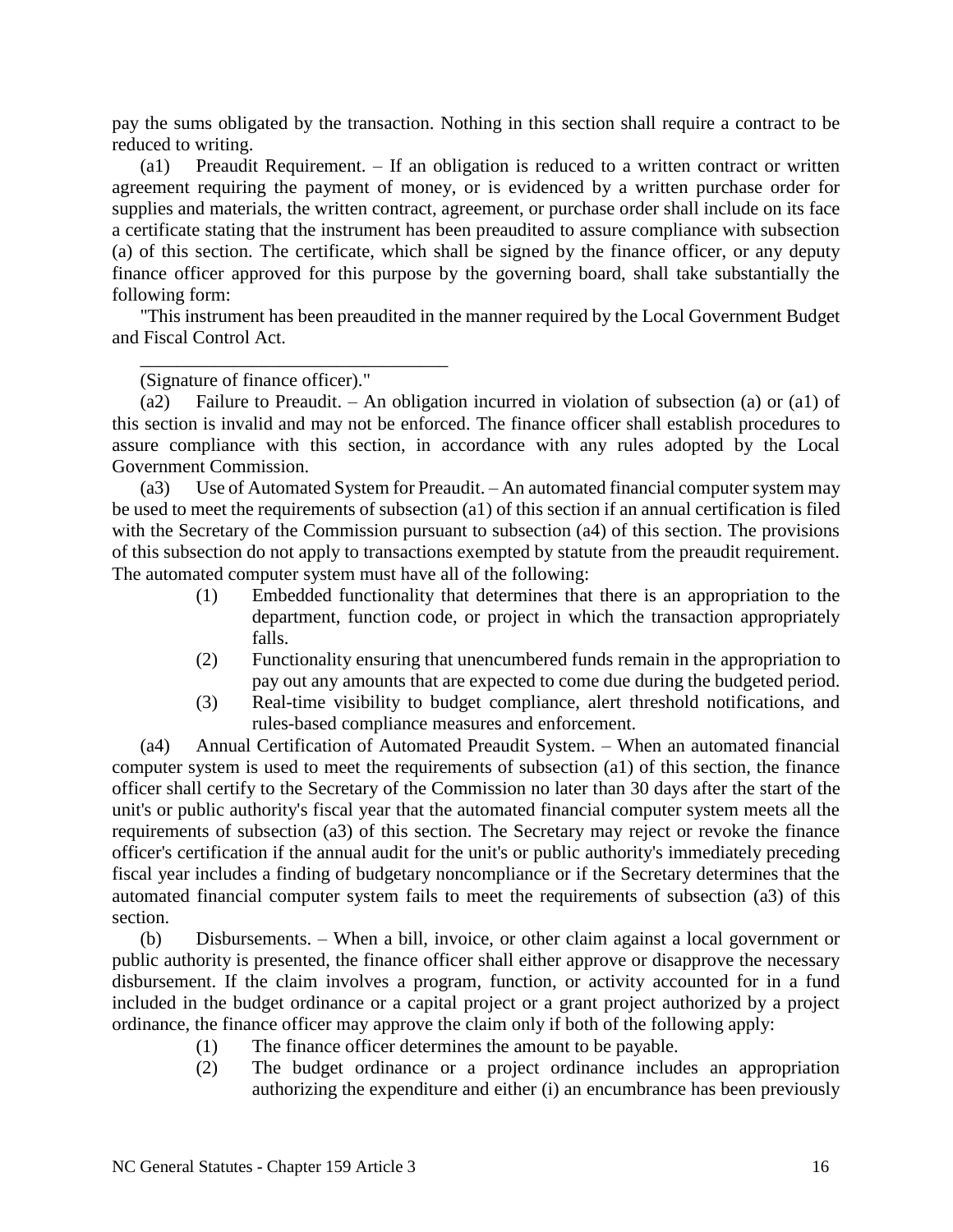pay the sums obligated by the transaction. Nothing in this section shall require a contract to be reduced to writing.

(a1) Preaudit Requirement. – If an obligation is reduced to a written contract or written agreement requiring the payment of money, or is evidenced by a written purchase order for supplies and materials, the written contract, agreement, or purchase order shall include on its face a certificate stating that the instrument has been preaudited to assure compliance with subsection (a) of this section. The certificate, which shall be signed by the finance officer, or any deputy finance officer approved for this purpose by the governing board, shall take substantially the following form:

"This instrument has been preaudited in the manner required by the Local Government Budget and Fiscal Control Act.

\_\_\_\_\_\_\_\_\_\_\_\_\_\_\_\_\_\_\_\_\_\_\_\_\_\_\_\_\_\_\_\_\_\_

(Signature of finance officer)."

(a2) Failure to Preaudit. – An obligation incurred in violation of subsection (a) or (a1) of this section is invalid and may not be enforced. The finance officer shall establish procedures to assure compliance with this section, in accordance with any rules adopted by the Local Government Commission.

(a3) Use of Automated System for Preaudit. – An automated financial computer system may be used to meet the requirements of subsection (a1) of this section if an annual certification is filed with the Secretary of the Commission pursuant to subsection (a4) of this section. The provisions of this subsection do not apply to transactions exempted by statute from the preaudit requirement. The automated computer system must have all of the following:

(1) Embedded functionality that determines that there is an appropriation to the department, function code, or project in which the transaction appropriately falls.

(2) Functionality ensuring that unencumbered funds remain in the appropriation to pay out any amounts that are expected to come due during the budgeted period.

(3) Real-time visibility to budget compliance, alert threshold notifications, and rules-based compliance measures and enforcement.

(a4) Annual Certification of Automated Preaudit System. – When an automated financial computer system is used to meet the requirements of subsection (a1) of this section, the finance officer shall certify to the Secretary of the Commission no later than 30 days after the start of the unit's or public authority's fiscal year that the automated financial computer system meets all the requirements of subsection (a3) of this section. The Secretary may reject or revoke the finance officer's certification if the annual audit for the unit's or public authority's immediately preceding fiscal year includes a finding of budgetary noncompliance or if the Secretary determines that the automated financial computer system fails to meet the requirements of subsection (a3) of this section.

(b) Disbursements. – When a bill, invoice, or other claim against a local government or public authority is presented, the finance officer shall either approve or disapprove the necessary disbursement. If the claim involves a program, function, or activity accounted for in a fund included in the budget ordinance or a capital project or a grant project authorized by a project ordinance, the finance officer may approve the claim only if both of the following apply:

(1) The finance officer determines the amount to be payable.

(2) The budget ordinance or a project ordinance includes an appropriation authorizing the expenditure and either (i) an encumbrance has been previously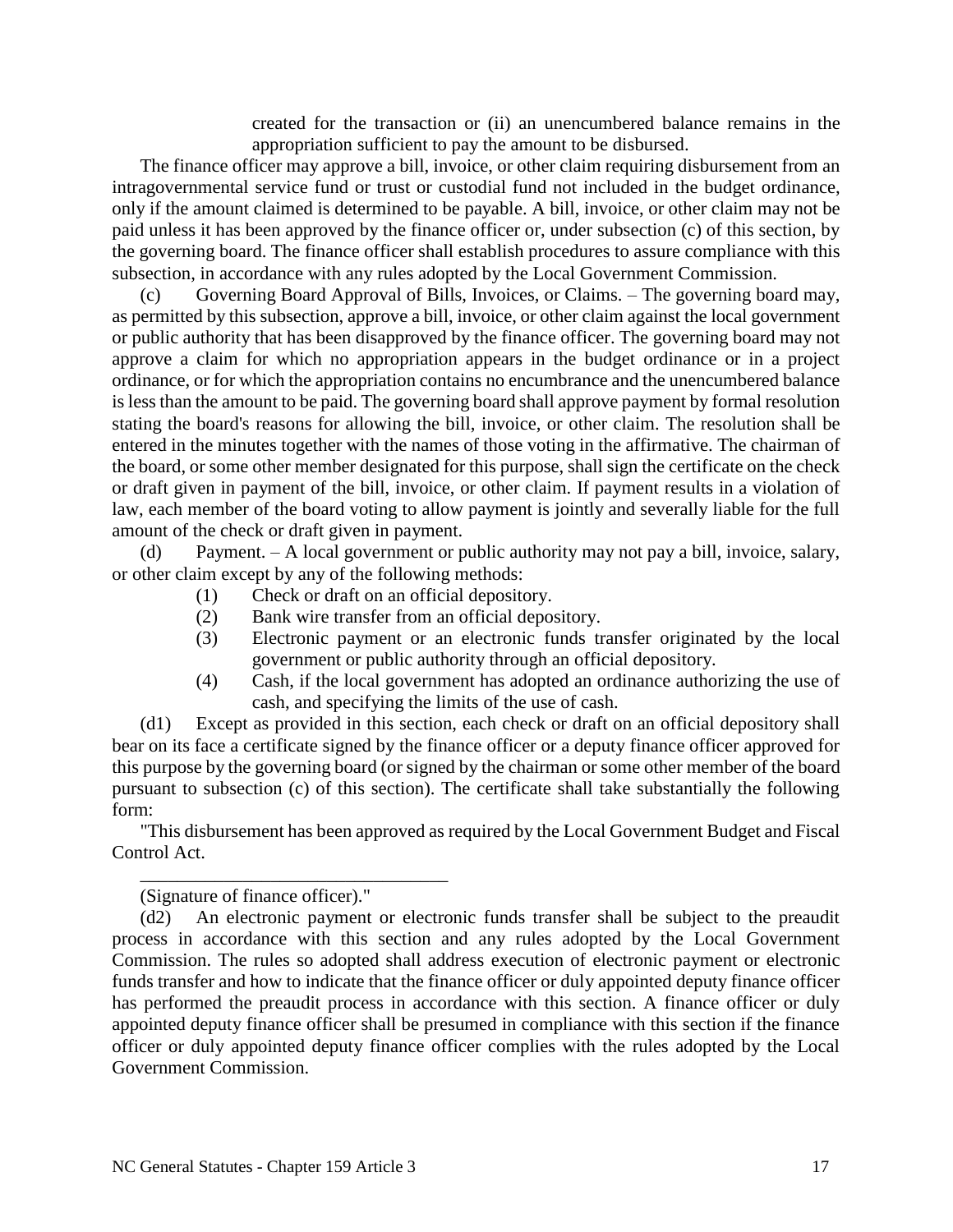created for the transaction or (ii) an unencumbered balance remains in the appropriation sufficient to pay the amount to be disbursed.

The finance officer may approve a bill, invoice, or other claim requiring disbursement from an intragovernmental service fund or trust or custodial fund not included in the budget ordinance, only if the amount claimed is determined to be payable. A bill, invoice, or other claim may not be paid unless it has been approved by the finance officer or, under subsection (c) of this section, by the governing board. The finance officer shall establish procedures to assure compliance with this subsection, in accordance with any rules adopted by the Local Government Commission.

(c) Governing Board Approval of Bills, Invoices, or Claims. – The governing board may, as permitted by this subsection, approve a bill, invoice, or other claim against the local government or public authority that has been disapproved by the finance officer. The governing board may not approve a claim for which no appropriation appears in the budget ordinance or in a project ordinance, or for which the appropriation contains no encumbrance and the unencumbered balance is less than the amount to be paid. The governing board shall approve payment by formal resolution stating the board's reasons for allowing the bill, invoice, or other claim. The resolution shall be entered in the minutes together with the names of those voting in the affirmative. The chairman of the board, or some other member designated for this purpose, shall sign the certificate on the check or draft given in payment of the bill, invoice, or other claim. If payment results in a violation of law, each member of the board voting to allow payment is jointly and severally liable for the full amount of the check or draft given in payment.

(d) Payment. – A local government or public authority may not pay a bill, invoice, salary, or other claim except by any of the following methods:

(1) Check or draft on an official depository.

(2) Bank wire transfer from an official depository.

(3) Electronic payment or an electronic funds transfer originated by the local government or public authority through an official depository.

(4) Cash, if the local government has adopted an ordinance authorizing the use of cash, and specifying the limits of the use of cash.

(d1) Except as provided in this section, each check or draft on an official depository shall bear on its face a certificate signed by the finance officer or a deputy finance officer approved for this purpose by the governing board (or signed by the chairman or some other member of the board pursuant to subsection (c) of this section). The certificate shall take substantially the following form:

"This disbursement has been approved as required by the Local Government Budget and Fiscal Control Act.

_________________________________

(Signature of finance officer)."

(d2) An electronic payment or electronic funds transfer shall be subject to the preaudit process in accordance with this section and any rules adopted by the Local Government Commission. The rules so adopted shall address execution of electronic payment or electronic funds transfer and how to indicate that the finance officer or duly appointed deputy finance officer has performed the preaudit process in accordance with this section. A finance officer or duly appointed deputy finance officer shall be presumed in compliance with this section if the finance officer or duly appointed deputy finance officer complies with the rules adopted by the Local Government Commission.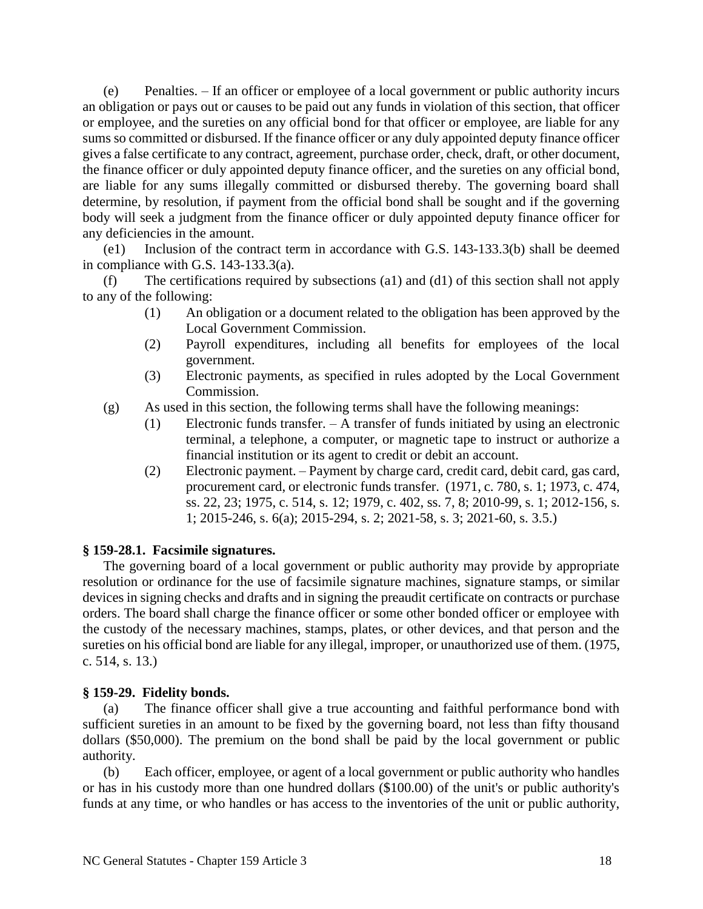(e) Penalties. – If an officer or employee of a local government or public authority incurs an obligation or pays out or causes to be paid out any funds in violation of this section, that officer or employee, and the sureties on any official bond for that officer or employee, are liable for any sums so committed or disbursed. If the finance officer or any duly appointed deputy finance officer gives a false certificate to any contract, agreement, purchase order, check, draft, or other document, the finance officer or duly appointed deputy finance officer, and the sureties on any official bond, are liable for any sums illegally committed or disbursed thereby. The governing board shall determine, by resolution, if payment from the official bond shall be sought and if the governing body will seek a judgment from the finance officer or duly appointed deputy finance officer for any deficiencies in the amount.

(e1) Inclusion of the contract term in accordance with G.S. 143-133.3(b) shall be deemed in compliance with G.S. 143-133.3(a).

(f) The certifications required by subsections (a1) and (d1) of this section shall not apply to any of the following:

- (1) An obligation or a document related to the obligation has been approved by the Local Government Commission.
- (2) Payroll expenditures, including all benefits for employees of the local government.
- (3) Electronic payments, as specified in rules adopted by the Local Government Commission.

(g) As used in this section, the following terms shall have the following meanings:

- (1) Electronic funds transfer. – A transfer of funds initiated by using an electronic terminal, a telephone, a computer, or magnetic tape to instruct or authorize a financial institution or its agent to credit or debit an account.
- (2) Electronic payment. – Payment by charge card, credit card, debit card, gas card, procurement card, or electronic funds transfer. (1971, c. 780, s. 1; 1973, c. 474, ss. 22, 23; 1975, c. 514, s. 12; 1979, c. 402, ss. 7, 8; 2010-99, s. 1; 2012-156, s. 1; 2015-246, s. 6(a); 2015-294, s. 2; 2021-58, s. 3; 2021-60, s. 3.5.)

### § 159-28.1. Facsimile signatures.

The governing board of a local government or public authority may provide by appropriate resolution or ordinance for the use of facsimile signature machines, signature stamps, or similar devices in signing checks and drafts and in signing the preaudit certificate on contracts or purchase orders. The board shall charge the finance officer or some other bonded officer or employee with the custody of the necessary machines, stamps, plates, or other devices, and that person and the sureties on his official bond are liable for any illegal, improper, or unauthorized use of them. (1975, c. 514, s. 13.)

### § 159-29. Fidelity bonds.

(a) The finance officer shall give a true accounting and faithful performance bond with sufficient sureties in an amount to be fixed by the governing board, not less than fifty thousand dollars ($50,000). The premium on the bond shall be paid by the local government or public authority.

(b) Each officer, employee, or agent of a local government or public authority who handles or has in his custody more than one hundred dollars ($100.00) of the unit's or public authority's funds at any time, or who handles or has access to the inventories of the unit or public authority,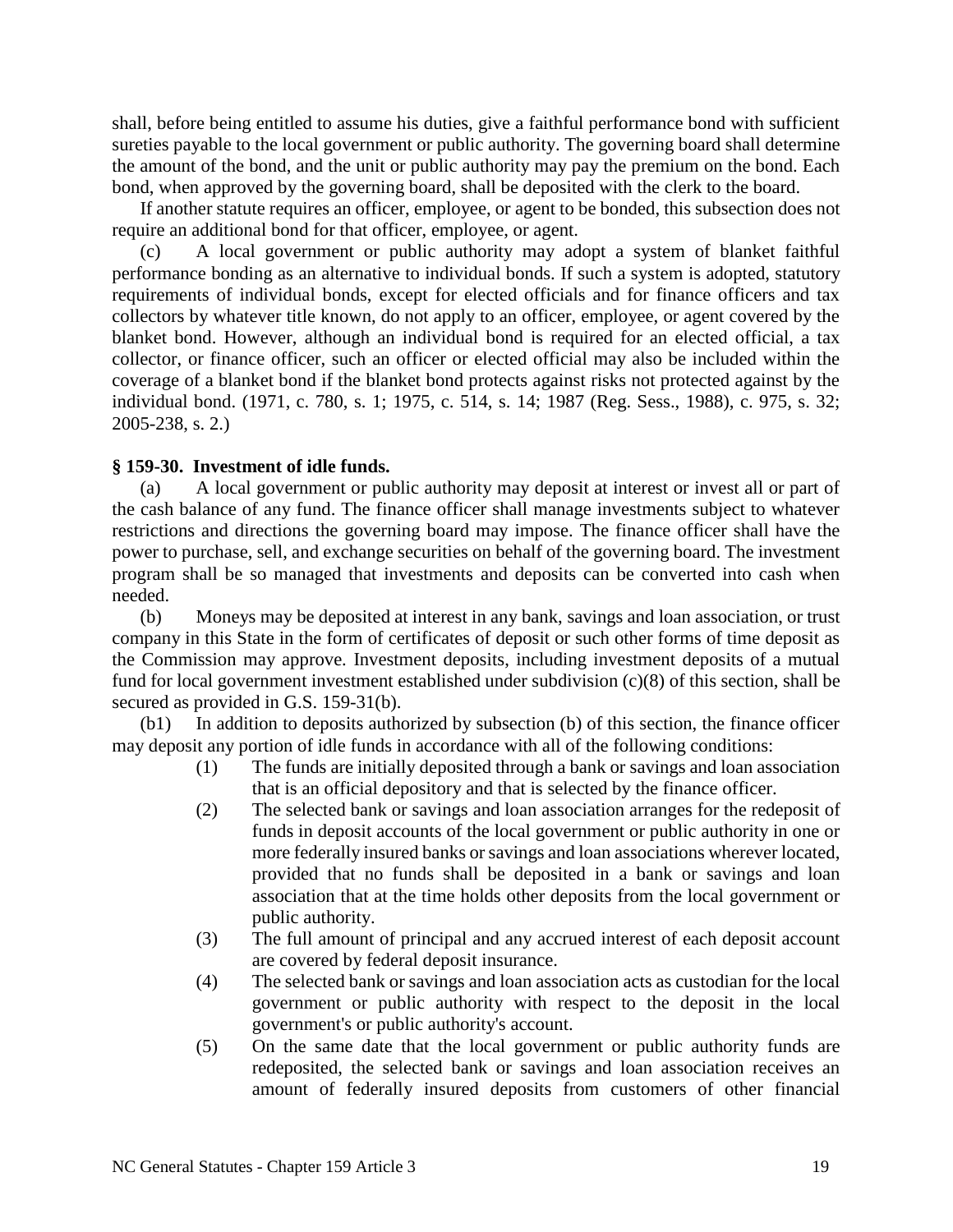shall, before being entitled to assume his duties, give a faithful performance bond with sufficient sureties payable to the local government or public authority. The governing board shall determine the amount of the bond, and the unit or public authority may pay the premium on the bond. Each bond, when approved by the governing board, shall be deposited with the clerk to the board.

If another statute requires an officer, employee, or agent to be bonded, this subsection does not require an additional bond for that officer, employee, or agent.

(c) A local government or public authority may adopt a system of blanket faithful performance bonding as an alternative to individual bonds. If such a system is adopted, statutory requirements of individual bonds, except for elected officials and for finance officers and tax collectors by whatever title known, do not apply to an officer, employee, or agent covered by the blanket bond. However, although an individual bond is required for an elected official, a tax collector, or finance officer, such an officer or elected official may also be included within the coverage of a blanket bond if the blanket bond protects against risks not protected against by the individual bond. (1971, c. 780, s. 1; 1975, c. 514, s. 14; 1987 (Reg. Sess., 1988), c. 975, s. 32; 2005-238, s. 2.)

**§ 159-30. Investment of idle funds.**

(a) A local government or public authority may deposit at interest or invest all or part of the cash balance of any fund. The finance officer shall manage investments subject to whatever restrictions and directions the governing board may impose. The finance officer shall have the power to purchase, sell, and exchange securities on behalf of the governing board. The investment program shall be so managed that investments and deposits can be converted into cash when needed.

(b) Moneys may be deposited at interest in any bank, savings and loan association, or trust company in this State in the form of certificates of deposit or such other forms of time deposit as the Commission may approve. Investment deposits, including investment deposits of a mutual fund for local government investment established under subdivision (c)(8) of this section, shall be secured as provided in G.S. 159-31(b).

(b1) In addition to deposits authorized by subsection (b) of this section, the finance officer may deposit any portion of idle funds in accordance with all of the following conditions:

(1) The funds are initially deposited through a bank or savings and loan association that is an official depository and that is selected by the finance officer.

(2) The selected bank or savings and loan association arranges for the redeposit of funds in deposit accounts of the local government or public authority in one or more federally insured banks or savings and loan associations wherever located, provided that no funds shall be deposited in a bank or savings and loan association that at the time holds other deposits from the local government or public authority.

(3) The full amount of principal and any accrued interest of each deposit account are covered by federal deposit insurance.

(4) The selected bank or savings and loan association acts as custodian for the local government or public authority with respect to the deposit in the local government's or public authority's account.

(5) On the same date that the local government or public authority funds are redeposited, the selected bank or savings and loan association receives an amount of federally insured deposits from customers of other financial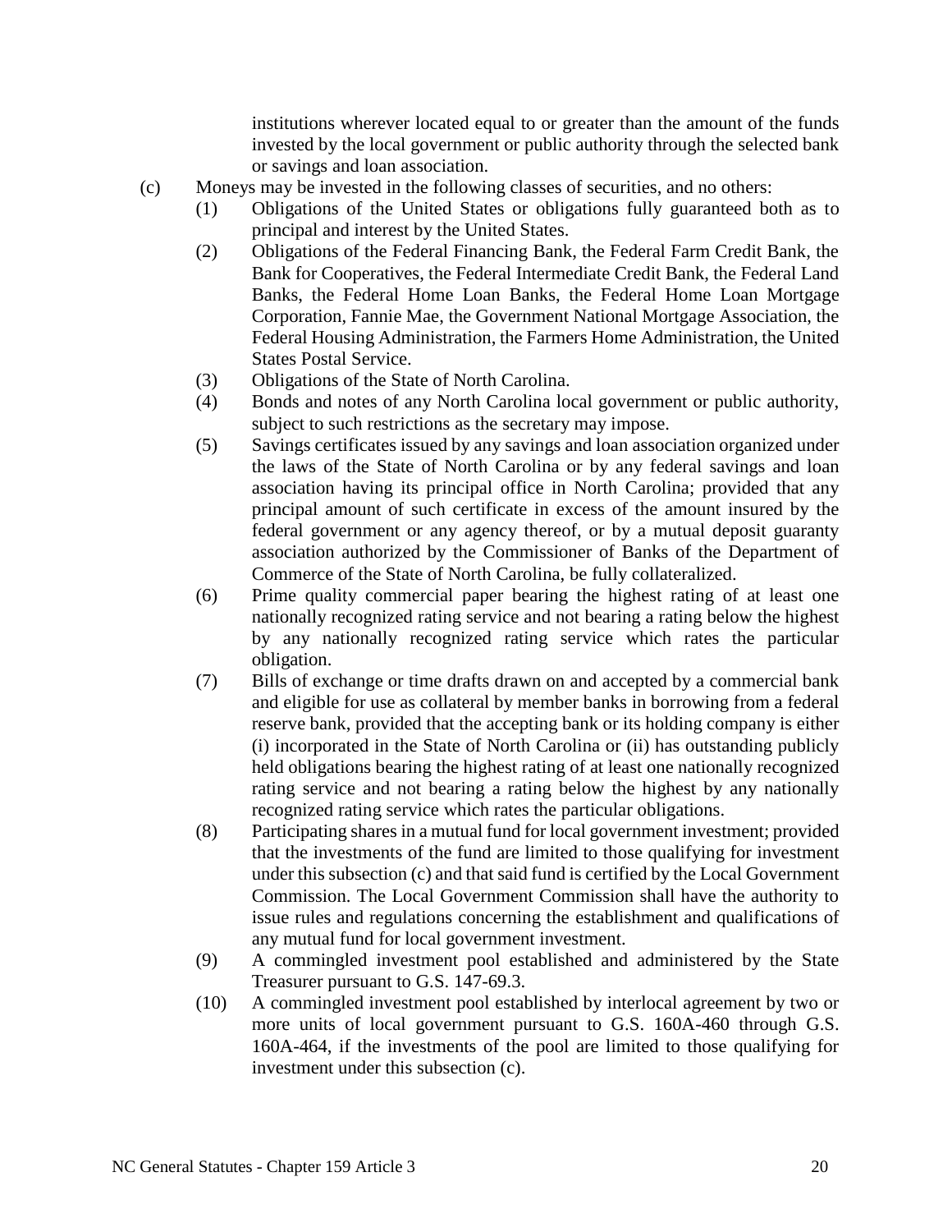institutions wherever located equal to or greater than the amount of the funds invested by the local government or public authority through the selected bank or savings and loan association.

(c) Moneys may be invested in the following classes of securities, and no others:

(1) Obligations of the United States or obligations fully guaranteed both as to principal and interest by the United States.

(2) Obligations of the Federal Financing Bank, the Federal Farm Credit Bank, the Bank for Cooperatives, the Federal Intermediate Credit Bank, the Federal Land Banks, the Federal Home Loan Banks, the Federal Home Loan Mortgage Corporation, Fannie Mae, the Government National Mortgage Association, the Federal Housing Administration, the Farmers Home Administration, the United States Postal Service.

(3) Obligations of the State of North Carolina.

(4) Bonds and notes of any North Carolina local government or public authority, subject to such restrictions as the secretary may impose.

(5) Savings certificates issued by any savings and loan association organized under the laws of the State of North Carolina or by any federal savings and loan association having its principal office in North Carolina; provided that any principal amount of such certificate in excess of the amount insured by the federal government or any agency thereof, or by a mutual deposit guaranty association authorized by the Commissioner of Banks of the Department of Commerce of the State of North Carolina, be fully collateralized.

(6) Prime quality commercial paper bearing the highest rating of at least one nationally recognized rating service and not bearing a rating below the highest by any nationally recognized rating service which rates the particular obligation.

(7) Bills of exchange or time drafts drawn on and accepted by a commercial bank and eligible for use as collateral by member banks in borrowing from a federal reserve bank, provided that the accepting bank or its holding company is either (i) incorporated in the State of North Carolina or (ii) has outstanding publicly held obligations bearing the highest rating of at least one nationally recognized rating service and not bearing a rating below the highest by any nationally recognized rating service which rates the particular obligations.

(8) Participating shares in a mutual fund for local government investment; provided that the investments of the fund are limited to those qualifying for investment under this subsection (c) and that said fund is certified by the Local Government Commission. The Local Government Commission shall have the authority to issue rules and regulations concerning the establishment and qualifications of any mutual fund for local government investment.

(9) A commingled investment pool established and administered by the State Treasurer pursuant to G.S. 147-69.3.

(10) A commingled investment pool established by interlocal agreement by two or more units of local government pursuant to G.S. 160A-460 through G.S. 160A-464, if the investments of the pool are limited to those qualifying for investment under this subsection (c).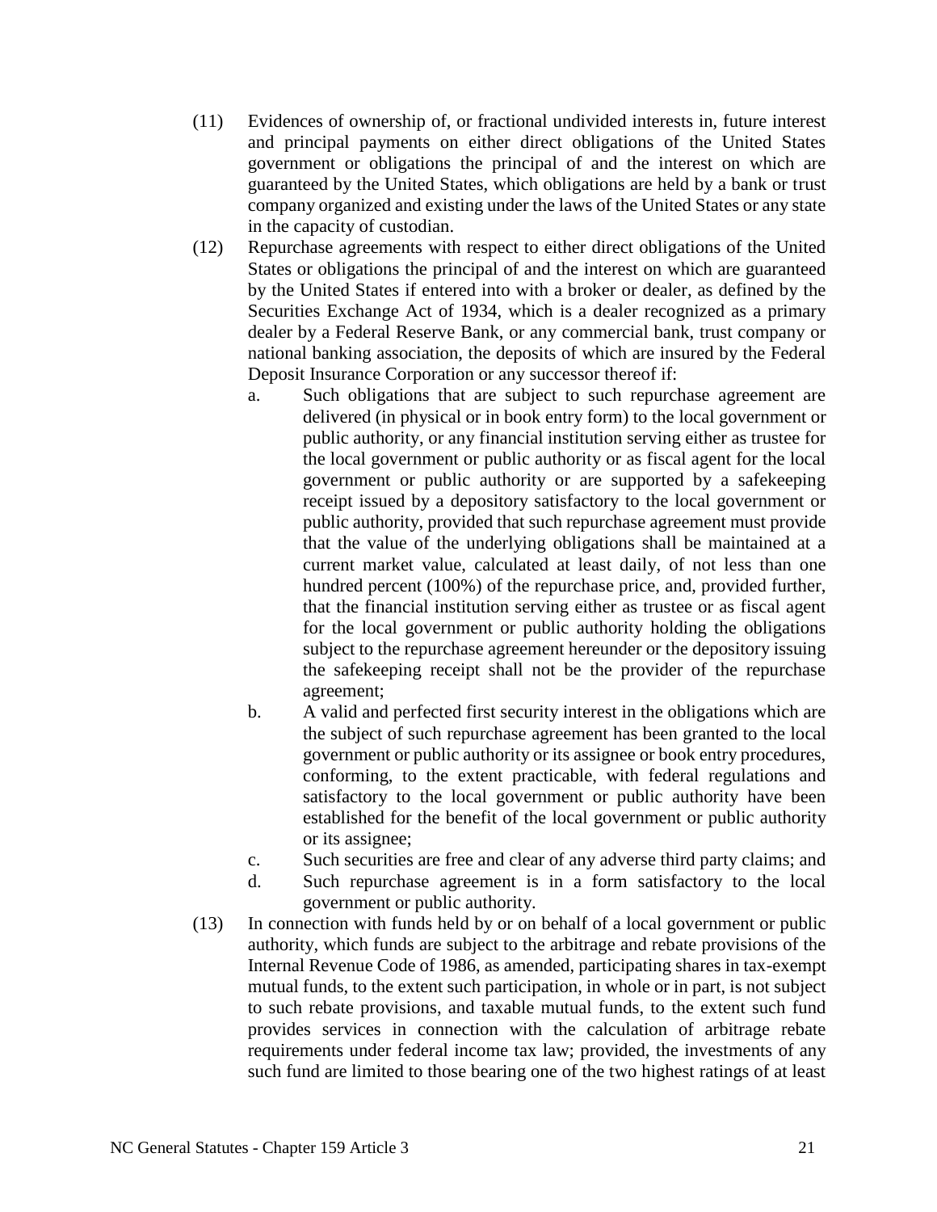(11) Evidences of ownership of, or fractional undivided interests in, future interest and principal payments on either direct obligations of the United States government or obligations the principal of and the interest on which are guaranteed by the United States, which obligations are held by a bank or trust company organized and existing under the laws of the United States or any state in the capacity of custodian.

(12) Repurchase agreements with respect to either direct obligations of the United States or obligations the principal of and the interest on which are guaranteed by the United States if entered into with a broker or dealer, as defined by the Securities Exchange Act of 1934, which is a dealer recognized as a primary dealer by a Federal Reserve Bank, or any commercial bank, trust company or national banking association, the deposits of which are insured by the Federal Deposit Insurance Corporation or any successor thereof if:

   a. Such obligations that are subject to such repurchase agreement are delivered (in physical or in book entry form) to the local government or public authority, or any financial institution serving either as trustee for the local government or public authority or as fiscal agent for the local government or public authority or are supported by a safekeeping receipt issued by a depository satisfactory to the local government or public authority, provided that such repurchase agreement must provide that the value of the underlying obligations shall be maintained at a current market value, calculated at least daily, of not less than one hundred percent (100%) of the repurchase price, and, provided further, that the financial institution serving either as trustee or as fiscal agent for the local government or public authority holding the obligations subject to the repurchase agreement hereunder or the depository issuing the safekeeping receipt shall not be the provider of the repurchase agreement;

   b. A valid and perfected first security interest in the obligations which are the subject of such repurchase agreement has been granted to the local government or public authority or its assignee or book entry procedures, conforming, to the extent practicable, with federal regulations and satisfactory to the local government or public authority have been established for the benefit of the local government or public authority or its assignee;

   c. Such securities are free and clear of any adverse third party claims; and

   d. Such repurchase agreement is in a form satisfactory to the local government or public authority.

(13) In connection with funds held by or on behalf of a local government or public authority, which funds are subject to the arbitrage and rebate provisions of the Internal Revenue Code of 1986, as amended, participating shares in tax-exempt mutual funds, to the extent such participation, in whole or in part, is not subject to such rebate provisions, and taxable mutual funds, to the extent such fund provides services in connection with the calculation of arbitrage rebate requirements under federal income tax law; provided, the investments of any such fund are limited to those bearing one of the two highest ratings of at least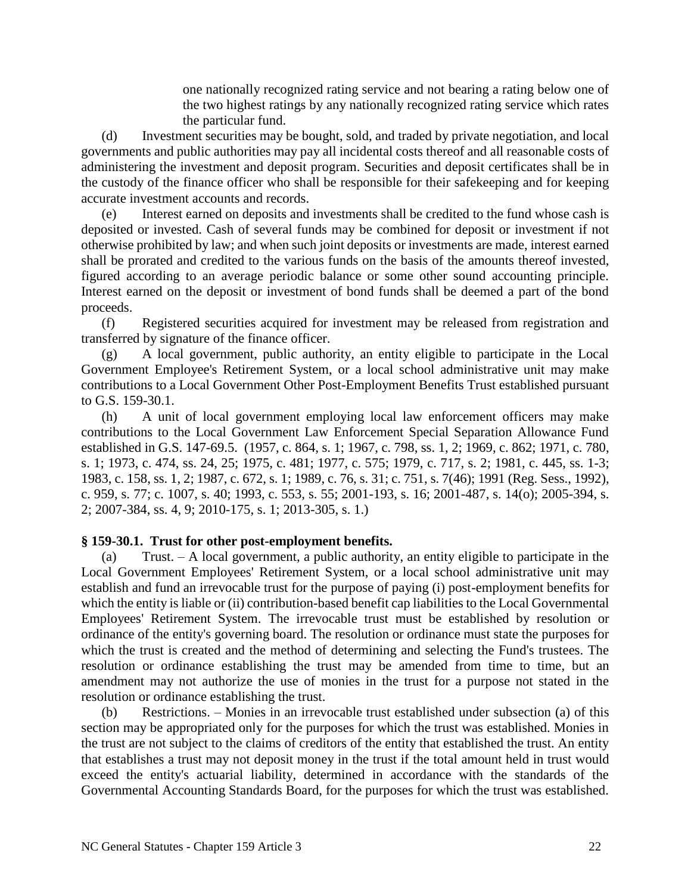one nationally recognized rating service and not bearing a rating below one of the two highest ratings by any nationally recognized rating service which rates the particular fund.

(d) Investment securities may be bought, sold, and traded by private negotiation, and local governments and public authorities may pay all incidental costs thereof and all reasonable costs of administering the investment and deposit program. Securities and deposit certificates shall be in the custody of the finance officer who shall be responsible for their safekeeping and for keeping accurate investment accounts and records.

(e) Interest earned on deposits and investments shall be credited to the fund whose cash is deposited or invested. Cash of several funds may be combined for deposit or investment if not otherwise prohibited by law; and when such joint deposits or investments are made, interest earned shall be prorated and credited to the various funds on the basis of the amounts thereof invested, figured according to an average periodic balance or some other sound accounting principle. Interest earned on the deposit or investment of bond funds shall be deemed a part of the bond proceeds.

(f) Registered securities acquired for investment may be released from registration and transferred by signature of the finance officer.

(g) A local government, public authority, an entity eligible to participate in the Local Government Employee's Retirement System, or a local school administrative unit may make contributions to a Local Government Other Post-Employment Benefits Trust established pursuant to G.S. 159-30.1.

(h) A unit of local government employing local law enforcement officers may make contributions to the Local Government Law Enforcement Special Separation Allowance Fund established in G.S. 147-69.5. (1957, c. 864, s. 1; 1967, c. 798, ss. 1, 2; 1969, c. 862; 1971, c. 780, s. 1; 1973, c. 474, ss. 24, 25; 1975, c. 481; 1977, c. 575; 1979, c. 717, s. 2; 1981, c. 445, ss. 1-3; 1983, c. 158, ss. 1, 2; 1987, c. 672, s. 1; 1989, c. 76, s. 31; c. 751, s. 7(46); 1991 (Reg. Sess., 1992), c. 959, s. 77; c. 1007, s. 40; 1993, c. 553, s. 55; 2001-193, s. 16; 2001-487, s. 14(o); 2005-394, s. 2; 2007-384, ss. 4, 9; 2010-175, s. 1; 2013-305, s. 1.)

**§ 159-30.1. Trust for other post-employment benefits.**

(a) Trust. – A local government, a public authority, an entity eligible to participate in the Local Government Employees' Retirement System, or a local school administrative unit may establish and fund an irrevocable trust for the purpose of paying (i) post-employment benefits for which the entity is liable or (ii) contribution-based benefit cap liabilities to the Local Governmental Employees' Retirement System. The irrevocable trust must be established by resolution or ordinance of the entity's governing board. The resolution or ordinance must state the purposes for which the trust is created and the method of determining and selecting the Fund's trustees. The resolution or ordinance establishing the trust may be amended from time to time, but an amendment may not authorize the use of monies in the trust for a purpose not stated in the resolution or ordinance establishing the trust.

(b) Restrictions. – Monies in an irrevocable trust established under subsection (a) of this section may be appropriated only for the purposes for which the trust was established. Monies in the trust are not subject to the claims of creditors of the entity that established the trust. An entity that establishes a trust may not deposit money in the trust if the total amount held in trust would exceed the entity's actuarial liability, determined in accordance with the standards of the Governmental Accounting Standards Board, for the purposes for which the trust was established.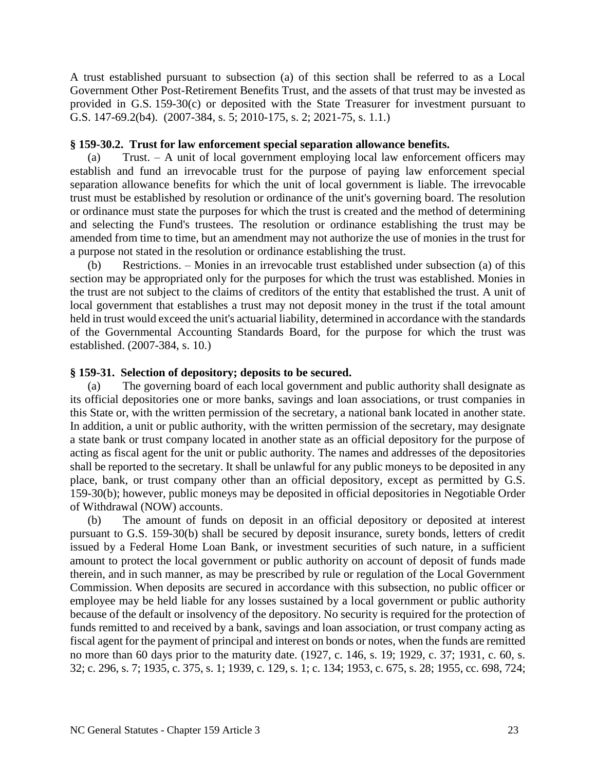A trust established pursuant to subsection (a) of this section shall be referred to as a Local Government Other Post-Retirement Benefits Trust, and the assets of that trust may be invested as provided in G.S. 159-30(c) or deposited with the State Treasurer for investment pursuant to G.S. 147-69.2(b4). (2007-384, s. 5; 2010-175, s. 2; 2021-75, s. 1.1.)

**§ 159-30.2. Trust for law enforcement special separation allowance benefits.**

(a) Trust. – A unit of local government employing local law enforcement officers may establish and fund an irrevocable trust for the purpose of paying law enforcement special separation allowance benefits for which the unit of local government is liable. The irrevocable trust must be established by resolution or ordinance of the unit's governing board. The resolution or ordinance must state the purposes for which the trust is created and the method of determining and selecting the Fund's trustees. The resolution or ordinance establishing the trust may be amended from time to time, but an amendment may not authorize the use of monies in the trust for a purpose not stated in the resolution or ordinance establishing the trust.

(b) Restrictions. – Monies in an irrevocable trust established under subsection (a) of this section may be appropriated only for the purposes for which the trust was established. Monies in the trust are not subject to the claims of creditors of the entity that established the trust. A unit of local government that establishes a trust may not deposit money in the trust if the total amount held in trust would exceed the unit's actuarial liability, determined in accordance with the standards of the Governmental Accounting Standards Board, for the purpose for which the trust was established. (2007-384, s. 10.)

**§ 159-31. Selection of depository; deposits to be secured.**

(a) The governing board of each local government and public authority shall designate as its official depositories one or more banks, savings and loan associations, or trust companies in this State or, with the written permission of the secretary, a national bank located in another state. In addition, a unit or public authority, with the written permission of the secretary, may designate a state bank or trust company located in another state as an official depository for the purpose of acting as fiscal agent for the unit or public authority. The names and addresses of the depositories shall be reported to the secretary. It shall be unlawful for any public moneys to be deposited in any place, bank, or trust company other than an official depository, except as permitted by G.S. 159-30(b); however, public moneys may be deposited in official depositories in Negotiable Order of Withdrawal (NOW) accounts.

(b) The amount of funds on deposit in an official depository or deposited at interest pursuant to G.S. 159-30(b) shall be secured by deposit insurance, surety bonds, letters of credit issued by a Federal Home Loan Bank, or investment securities of such nature, in a sufficient amount to protect the local government or public authority on account of deposit of funds made therein, and in such manner, as may be prescribed by rule or regulation of the Local Government Commission. When deposits are secured in accordance with this subsection, no public officer or employee may be held liable for any losses sustained by a local government or public authority because of the default or insolvency of the depository. No security is required for the protection of funds remitted to and received by a bank, savings and loan association, or trust company acting as fiscal agent for the payment of principal and interest on bonds or notes, when the funds are remitted no more than 60 days prior to the maturity date. (1927, c. 146, s. 19; 1929, c. 37; 1931, c. 60, s. 32; c. 296, s. 7; 1935, c. 375, s. 1; 1939, c. 129, s. 1; c. 134; 1953, c. 675, s. 28; 1955, cc. 698, 724;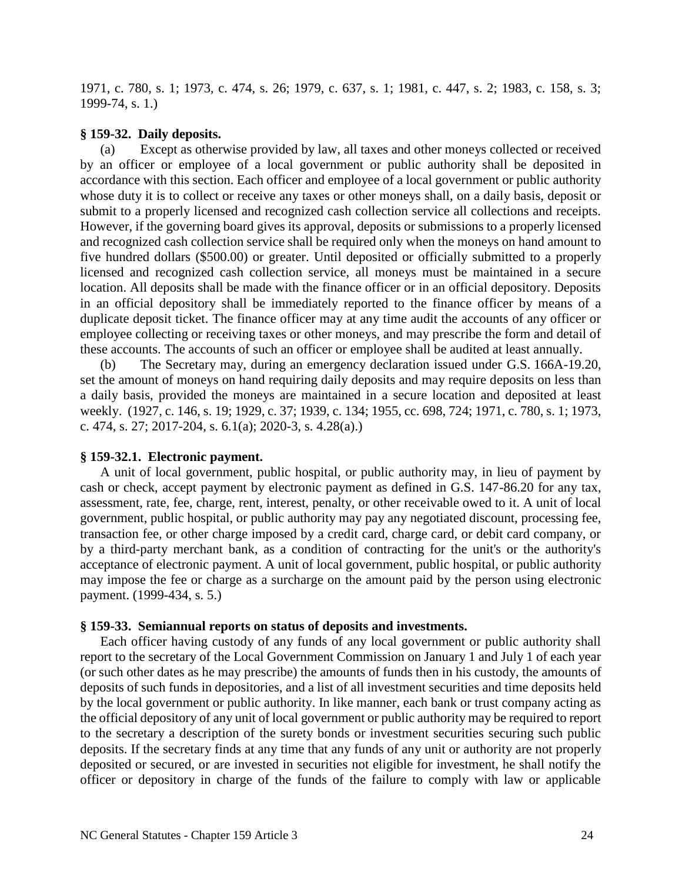1971, c. 780, s. 1; 1973, c. 474, s. 26; 1979, c. 637, s. 1; 1981, c. 447, s. 2; 1983, c. 158, s. 3; 1999-74, s. 1.)

**§ 159-32. Daily deposits.**

(a) Except as otherwise provided by law, all taxes and other moneys collected or received by an officer or employee of a local government or public authority shall be deposited in accordance with this section. Each officer and employee of a local government or public authority whose duty it is to collect or receive any taxes or other moneys shall, on a daily basis, deposit or submit to a properly licensed and recognized cash collection service all collections and receipts. However, if the governing board gives its approval, deposits or submissions to a properly licensed and recognized cash collection service shall be required only when the moneys on hand amount to five hundred dollars ($500.00) or greater. Until deposited or officially submitted to a properly licensed and recognized cash collection service, all moneys must be maintained in a secure location. All deposits shall be made with the finance officer or in an official depository. Deposits in an official depository shall be immediately reported to the finance officer by means of a duplicate deposit ticket. The finance officer may at any time audit the accounts of any officer or employee collecting or receiving taxes or other moneys, and may prescribe the form and detail of these accounts. The accounts of such an officer or employee shall be audited at least annually.

(b) The Secretary may, during an emergency declaration issued under G.S. 166A-19.20, set the amount of moneys on hand requiring daily deposits and may require deposits on less than a daily basis, provided the moneys are maintained in a secure location and deposited at least weekly. (1927, c. 146, s. 19; 1929, c. 37; 1939, c. 134; 1955, cc. 698, 724; 1971, c. 780, s. 1; 1973, c. 474, s. 27; 2017-204, s. 6.1(a); 2020-3, s. 4.28(a).)

**§ 159-32.1. Electronic payment.**

A unit of local government, public hospital, or public authority may, in lieu of payment by cash or check, accept payment by electronic payment as defined in G.S. 147-86.20 for any tax, assessment, rate, fee, charge, rent, interest, penalty, or other receivable owed to it. A unit of local government, public hospital, or public authority may pay any negotiated discount, processing fee, transaction fee, or other charge imposed by a credit card, charge card, or debit card company, or by a third-party merchant bank, as a condition of contracting for the unit's or the authority's acceptance of electronic payment. A unit of local government, public hospital, or public authority may impose the fee or charge as a surcharge on the amount paid by the person using electronic payment. (1999-434, s. 5.)

**§ 159-33. Semiannual reports on status of deposits and investments.**

Each officer having custody of any funds of any local government or public authority shall report to the secretary of the Local Government Commission on January 1 and July 1 of each year (or such other dates as he may prescribe) the amounts of funds then in his custody, the amounts of deposits of such funds in depositories, and a list of all investment securities and time deposits held by the local government or public authority. In like manner, each bank or trust company acting as the official depository of any unit of local government or public authority may be required to report to the secretary a description of the surety bonds or investment securities securing such public deposits. If the secretary finds at any time that any funds of any unit or authority are not properly deposited or secured, or are invested in securities not eligible for investment, he shall notify the officer or depository in charge of the funds of the failure to comply with law or applicable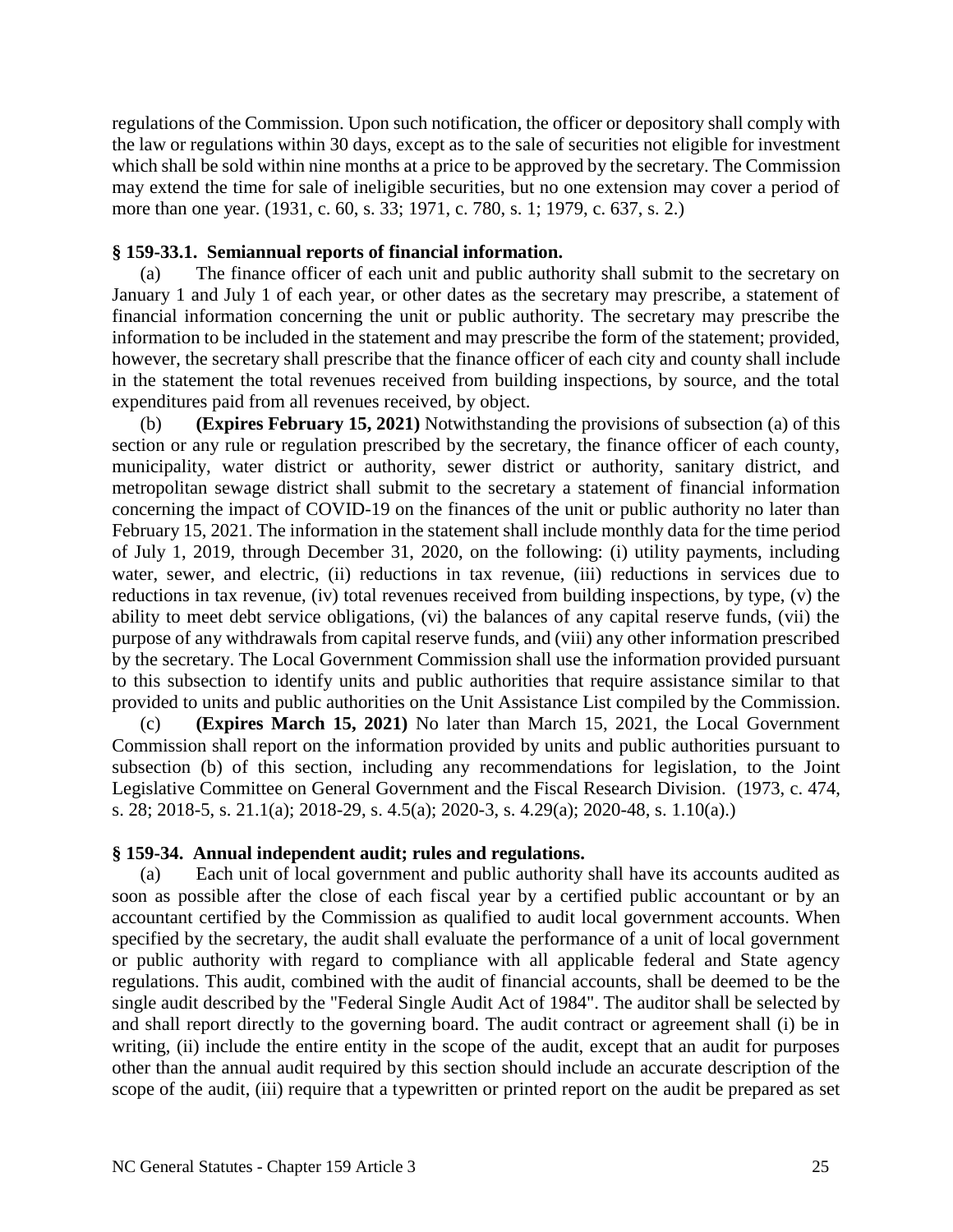regulations of the Commission. Upon such notification, the officer or depository shall comply with the law or regulations within 30 days, except as to the sale of securities not eligible for investment which shall be sold within nine months at a price to be approved by the secretary. The Commission may extend the time for sale of ineligible securities, but no one extension may cover a period of more than one year. (1931, c. 60, s. 33; 1971, c. 780, s. 1; 1979, c. 637, s. 2.)

### § 159-33.1. Semiannual reports of financial information.

(a) The finance officer of each unit and public authority shall submit to the secretary on January 1 and July 1 of each year, or other dates as the secretary may prescribe, a statement of financial information concerning the unit or public authority. The secretary may prescribe the information to be included in the statement and may prescribe the form of the statement; provided, however, the secretary shall prescribe that the finance officer of each city and county shall include in the statement the total revenues received from building inspections, by source, and the total expenditures paid from all revenues received, by object.

(b) **(Expires February 15, 2021)** Notwithstanding the provisions of subsection (a) of this section or any rule or regulation prescribed by the secretary, the finance officer of each county, municipality, water district or authority, sewer district or authority, sanitary district, and metropolitan sewage district shall submit to the secretary a statement of financial information concerning the impact of COVID-19 on the finances of the unit or public authority no later than February 15, 2021. The information in the statement shall include monthly data for the time period of July 1, 2019, through December 31, 2020, on the following: (i) utility payments, including water, sewer, and electric, (ii) reductions in tax revenue, (iii) reductions in services due to reductions in tax revenue, (iv) total revenues received from building inspections, by type, (v) the ability to meet debt service obligations, (vi) the balances of any capital reserve funds, (vii) the purpose of any withdrawals from capital reserve funds, and (viii) any other information prescribed by the secretary. The Local Government Commission shall use the information provided pursuant to this subsection to identify units and public authorities that require assistance similar to that provided to units and public authorities on the Unit Assistance List compiled by the Commission.

(c) **(Expires March 15, 2021)** No later than March 15, 2021, the Local Government Commission shall report on the information provided by units and public authorities pursuant to subsection (b) of this section, including any recommendations for legislation, to the Joint Legislative Committee on General Government and the Fiscal Research Division. (1973, c. 474, s. 28; 2018-5, s. 21.1(a); 2018-29, s. 4.5(a); 2020-3, s. 4.29(a); 2020-48, s. 1.10(a).)

### § 159-34. Annual independent audit; rules and regulations.

(a) Each unit of local government and public authority shall have its accounts audited as soon as possible after the close of each fiscal year by a certified public accountant or by an accountant certified by the Commission as qualified to audit local government accounts. When specified by the secretary, the audit shall evaluate the performance of a unit of local government or public authority with regard to compliance with all applicable federal and State agency regulations. This audit, combined with the audit of financial accounts, shall be deemed to be the single audit described by the "Federal Single Audit Act of 1984". The auditor shall be selected by and shall report directly to the governing board. The audit contract or agreement shall (i) be in writing, (ii) include the entire entity in the scope of the audit, except that an audit for purposes other than the annual audit required by this section should include an accurate description of the scope of the audit, (iii) require that a typewritten or printed report on the audit be prepared as set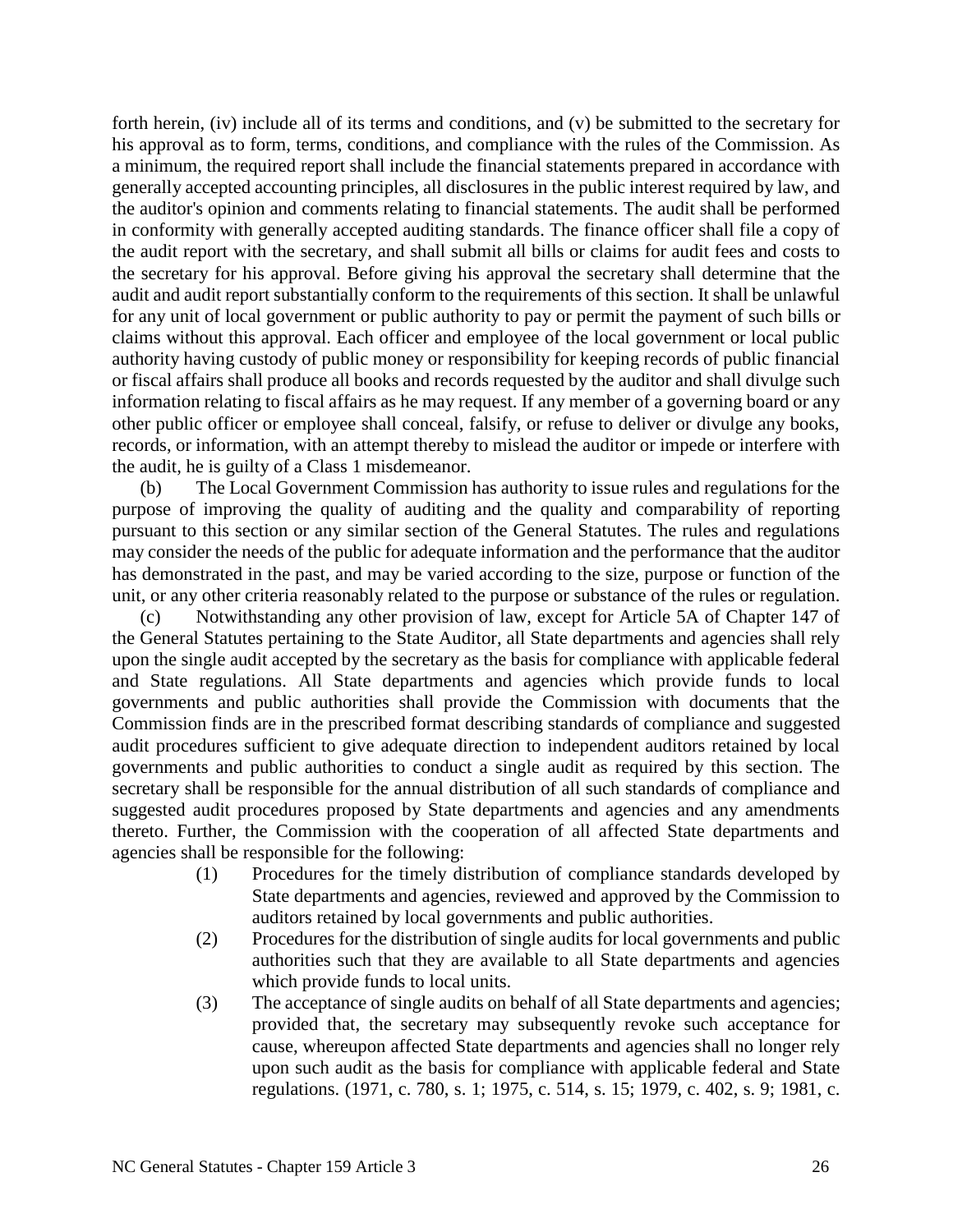forth herein, (iv) include all of its terms and conditions, and (v) be submitted to the secretary for his approval as to form, terms, conditions, and compliance with the rules of the Commission. As a minimum, the required report shall include the financial statements prepared in accordance with generally accepted accounting principles, all disclosures in the public interest required by law, and the auditor's opinion and comments relating to financial statements. The audit shall be performed in conformity with generally accepted auditing standards. The finance officer shall file a copy of the audit report with the secretary, and shall submit all bills or claims for audit fees and costs to the secretary for his approval. Before giving his approval the secretary shall determine that the audit and audit report substantially conform to the requirements of this section. It shall be unlawful for any unit of local government or public authority to pay or permit the payment of such bills or claims without this approval. Each officer and employee of the local government or local public authority having custody of public money or responsibility for keeping records of public financial or fiscal affairs shall produce all books and records requested by the auditor and shall divulge such information relating to fiscal affairs as he may request. If any member of a governing board or any other public officer or employee shall conceal, falsify, or refuse to deliver or divulge any books, records, or information, with an attempt thereby to mislead the auditor or impede or interfere with the audit, he is guilty of a Class 1 misdemeanor.

(b) The Local Government Commission has authority to issue rules and regulations for the purpose of improving the quality of auditing and the quality and comparability of reporting pursuant to this section or any similar section of the General Statutes. The rules and regulations may consider the needs of the public for adequate information and the performance that the auditor has demonstrated in the past, and may be varied according to the size, purpose or function of the unit, or any other criteria reasonably related to the purpose or substance of the rules or regulation.

(c) Notwithstanding any other provision of law, except for Article 5A of Chapter 147 of the General Statutes pertaining to the State Auditor, all State departments and agencies shall rely upon the single audit accepted by the secretary as the basis for compliance with applicable federal and State regulations. All State departments and agencies which provide funds to local governments and public authorities shall provide the Commission with documents that the Commission finds are in the prescribed format describing standards of compliance and suggested audit procedures sufficient to give adequate direction to independent auditors retained by local governments and public authorities to conduct a single audit as required by this section. The secretary shall be responsible for the annual distribution of all such standards of compliance and suggested audit procedures proposed by State departments and agencies and any amendments thereto. Further, the Commission with the cooperation of all affected State departments and agencies shall be responsible for the following:

(1) Procedures for the timely distribution of compliance standards developed by State departments and agencies, reviewed and approved by the Commission to auditors retained by local governments and public authorities.

(2) Procedures for the distribution of single audits for local governments and public authorities such that they are available to all State departments and agencies which provide funds to local units.

(3) The acceptance of single audits on behalf of all State departments and agencies; provided that, the secretary may subsequently revoke such acceptance for cause, whereupon affected State departments and agencies shall no longer rely upon such audit as the basis for compliance with applicable federal and State regulations. (1971, c. 780, s. 1; 1975, c. 514, s. 15; 1979, c. 402, s. 9; 1981, c.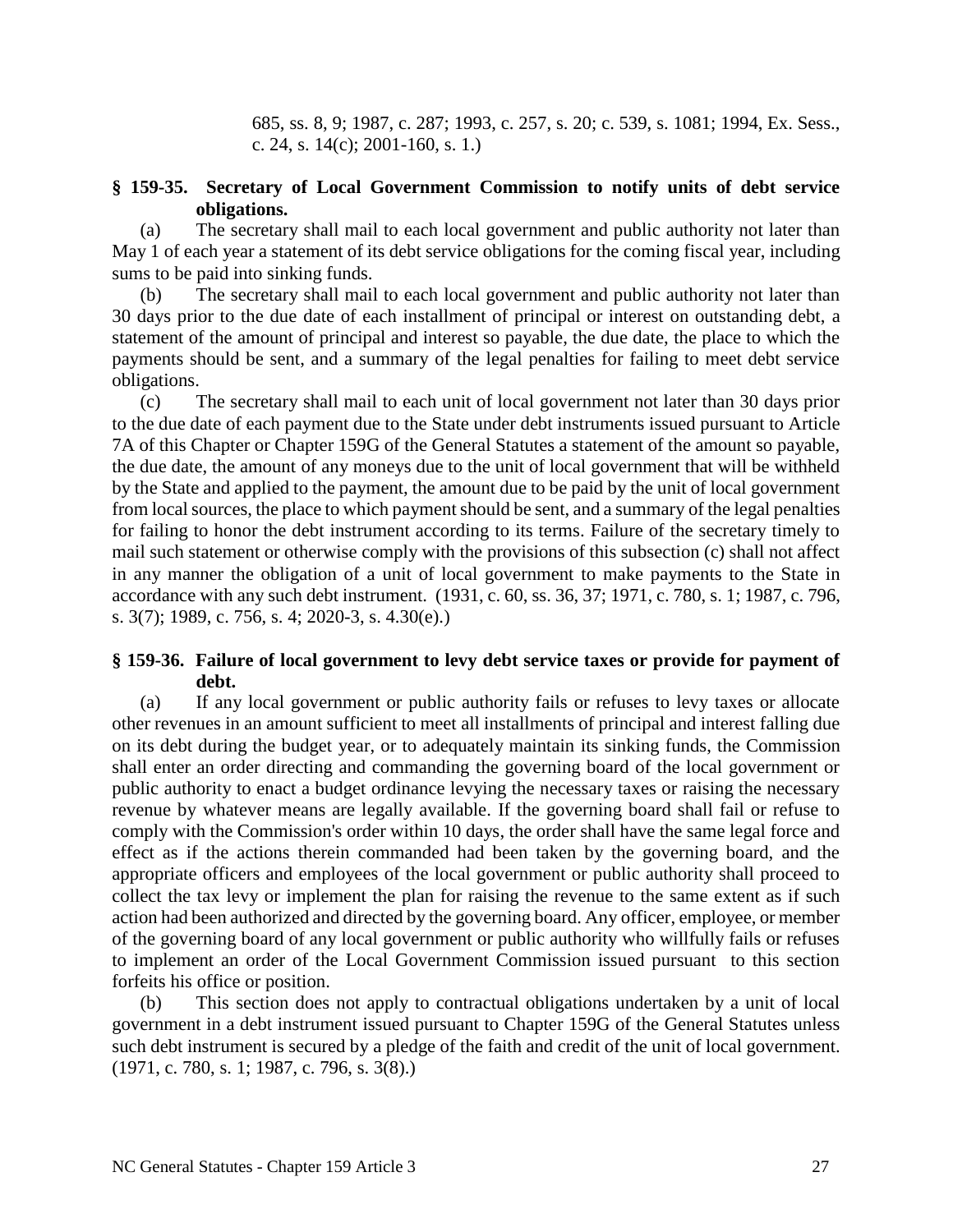685, ss. 8, 9; 1987, c. 287; 1993, c. 257, s. 20; c. 539, s. 1081; 1994, Ex. Sess., c. 24, s. 14(c); 2001-160, s. 1.)

### § 159-35. Secretary of Local Government Commission to notify units of debt service obligations.

(a) The secretary shall mail to each local government and public authority not later than May 1 of each year a statement of its debt service obligations for the coming fiscal year, including sums to be paid into sinking funds.

(b) The secretary shall mail to each local government and public authority not later than 30 days prior to the due date of each installment of principal or interest on outstanding debt, a statement of the amount of principal and interest so payable, the due date, the place to which the payments should be sent, and a summary of the legal penalties for failing to meet debt service obligations.

(c) The secretary shall mail to each unit of local government not later than 30 days prior to the due date of each payment due to the State under debt instruments issued pursuant to Article 7A of this Chapter or Chapter 159G of the General Statutes a statement of the amount so payable, the due date, the amount of any moneys due to the unit of local government that will be withheld by the State and applied to the payment, the amount due to be paid by the unit of local government from local sources, the place to which payment should be sent, and a summary of the legal penalties for failing to honor the debt instrument according to its terms. Failure of the secretary timely to mail such statement or otherwise comply with the provisions of this subsection (c) shall not affect in any manner the obligation of a unit of local government to make payments to the State in accordance with any such debt instrument. (1931, c. 60, ss. 36, 37; 1971, c. 780, s. 1; 1987, c. 796, s. 3(7); 1989, c. 756, s. 4; 2020-3, s. 4.30(e).)

### § 159-36. Failure of local government to levy debt service taxes or provide for payment of debt.

(a) If any local government or public authority fails or refuses to levy taxes or allocate other revenues in an amount sufficient to meet all installments of principal and interest falling due on its debt during the budget year, or to adequately maintain its sinking funds, the Commission shall enter an order directing and commanding the governing board of the local government or public authority to enact a budget ordinance levying the necessary taxes or raising the necessary revenue by whatever means are legally available. If the governing board shall fail or refuse to comply with the Commission's order within 10 days, the order shall have the same legal force and effect as if the actions therein commanded had been taken by the governing board, and the appropriate officers and employees of the local government or public authority shall proceed to collect the tax levy or implement the plan for raising the revenue to the same extent as if such action had been authorized and directed by the governing board. Any officer, employee, or member of the governing board of any local government or public authority who willfully fails or refuses to implement an order of the Local Government Commission issued pursuant to this section forfeits his office or position.

(b) This section does not apply to contractual obligations undertaken by a unit of local government in a debt instrument issued pursuant to Chapter 159G of the General Statutes unless such debt instrument is secured by a pledge of the faith and credit of the unit of local government. (1971, c. 780, s. 1; 1987, c. 796, s. 3(8).)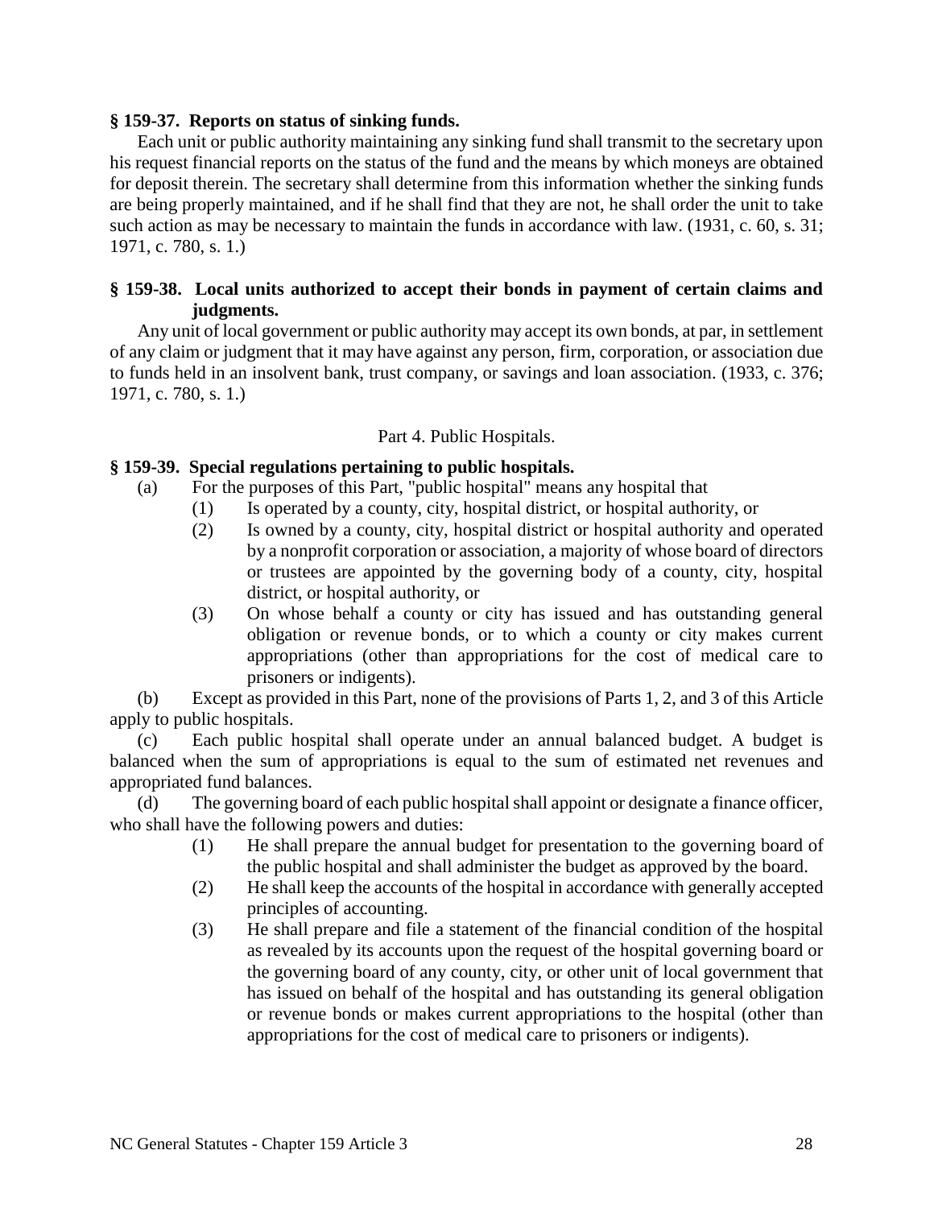**§ 159-37. Reports on status of sinking funds.**

Each unit or public authority maintaining any sinking fund shall transmit to the secretary upon his request financial reports on the status of the fund and the means by which moneys are obtained for deposit therein. The secretary shall determine from this information whether the sinking funds are being properly maintained, and if he shall find that they are not, he shall order the unit to take such action as may be necessary to maintain the funds in accordance with law. (1931, c. 60, s. 31; 1971, c. 780, s. 1.)

**§ 159-38. Local units authorized to accept their bonds in payment of certain claims and judgments.**

Any unit of local government or public authority may accept its own bonds, at par, in settlement of any claim or judgment that it may have against any person, firm, corporation, or association due to funds held in an insolvent bank, trust company, or savings and loan association. (1933, c. 376; 1971, c. 780, s. 1.)

Part 4. Public Hospitals.

**§ 159-39. Special regulations pertaining to public hospitals.**

(a) For the purposes of this Part, "public hospital" means any hospital that

(1) Is operated by a county, city, hospital district, or hospital authority, or

(2) Is owned by a county, city, hospital district or hospital authority and operated by a nonprofit corporation or association, a majority of whose board of directors or trustees are appointed by the governing body of a county, city, hospital district, or hospital authority, or

(3) On whose behalf a county or city has issued and has outstanding general obligation or revenue bonds, or to which a county or city makes current appropriations (other than appropriations for the cost of medical care to prisoners or indigents).

(b) Except as provided in this Part, none of the provisions of Parts 1, 2, and 3 of this Article apply to public hospitals.

(c) Each public hospital shall operate under an annual balanced budget. A budget is balanced when the sum of appropriations is equal to the sum of estimated net revenues and appropriated fund balances.

(d) The governing board of each public hospital shall appoint or designate a finance officer, who shall have the following powers and duties:

(1) He shall prepare the annual budget for presentation to the governing board of the public hospital and shall administer the budget as approved by the board.

(2) He shall keep the accounts of the hospital in accordance with generally accepted principles of accounting.

(3) He shall prepare and file a statement of the financial condition of the hospital as revealed by its accounts upon the request of the hospital governing board or the governing board of any county, city, or other unit of local government that has issued on behalf of the hospital and has outstanding its general obligation or revenue bonds or makes current appropriations to the hospital (other than appropriations for the cost of medical care to prisoners or indigents).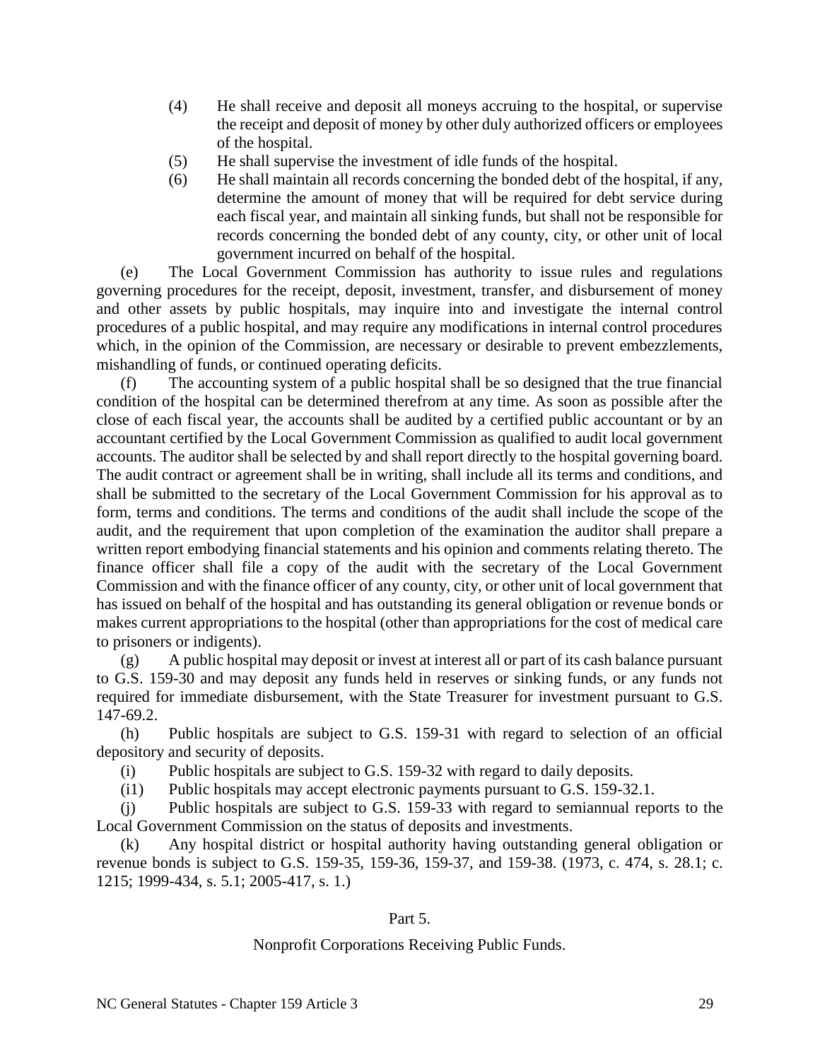(4) He shall receive and deposit all moneys accruing to the hospital, or supervise the receipt and deposit of money by other duly authorized officers or employees of the hospital.

(5) He shall supervise the investment of idle funds of the hospital.

(6) He shall maintain all records concerning the bonded debt of the hospital, if any, determine the amount of money that will be required for debt service during each fiscal year, and maintain all sinking funds, but shall not be responsible for records concerning the bonded debt of any county, city, or other unit of local government incurred on behalf of the hospital.

(e) The Local Government Commission has authority to issue rules and regulations governing procedures for the receipt, deposit, investment, transfer, and disbursement of money and other assets by public hospitals, may inquire into and investigate the internal control procedures of a public hospital, and may require any modifications in internal control procedures which, in the opinion of the Commission, are necessary or desirable to prevent embezzlements, mishandling of funds, or continued operating deficits.

(f) The accounting system of a public hospital shall be so designed that the true financial condition of the hospital can be determined therefrom at any time. As soon as possible after the close of each fiscal year, the accounts shall be audited by a certified public accountant or by an accountant certified by the Local Government Commission as qualified to audit local government accounts. The auditor shall be selected by and shall report directly to the hospital governing board. The audit contract or agreement shall be in writing, shall include all its terms and conditions, and shall be submitted to the secretary of the Local Government Commission for his approval as to form, terms and conditions. The terms and conditions of the audit shall include the scope of the audit, and the requirement that upon completion of the examination the auditor shall prepare a written report embodying financial statements and his opinion and comments relating thereto. The finance officer shall file a copy of the audit with the secretary of the Local Government Commission and with the finance officer of any county, city, or other unit of local government that has issued on behalf of the hospital and has outstanding its general obligation or revenue bonds or makes current appropriations to the hospital (other than appropriations for the cost of medical care to prisoners or indigents).

(g) A public hospital may deposit or invest at interest all or part of its cash balance pursuant to G.S. 159-30 and may deposit any funds held in reserves or sinking funds, or any funds not required for immediate disbursement, with the State Treasurer for investment pursuant to G.S. 147-69.2.

(h) Public hospitals are subject to G.S. 159-31 with regard to selection of an official depository and security of deposits.

(i) Public hospitals are subject to G.S. 159-32 with regard to daily deposits.

(i1) Public hospitals may accept electronic payments pursuant to G.S. 159-32.1.

(j) Public hospitals are subject to G.S. 159-33 with regard to semiannual reports to the Local Government Commission on the status of deposits and investments.

(k) Any hospital district or hospital authority having outstanding general obligation or revenue bonds is subject to G.S. 159-35, 159-36, 159-37, and 159-38. (1973, c. 474, s. 28.1; c. 1215; 1999-434, s. 5.1; 2005-417, s. 1.)

## Part 5.

## Nonprofit Corporations Receiving Public Funds.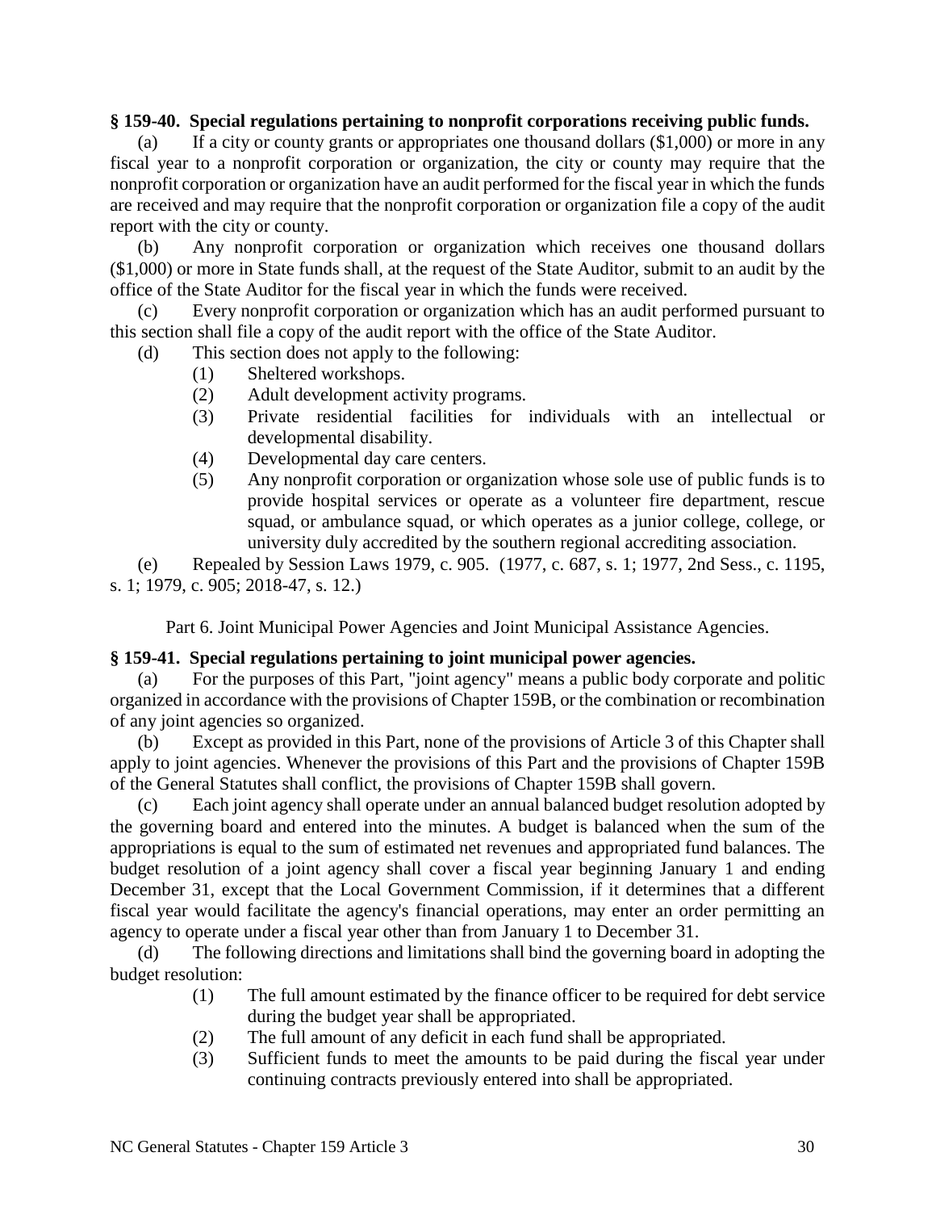**§ 159-40. Special regulations pertaining to nonprofit corporations receiving public funds.**

(a) If a city or county grants or appropriates one thousand dollars ($1,000) or more in any fiscal year to a nonprofit corporation or organization, the city or county may require that the nonprofit corporation or organization have an audit performed for the fiscal year in which the funds are received and may require that the nonprofit corporation or organization file a copy of the audit report with the city or county.

(b) Any nonprofit corporation or organization which receives one thousand dollars ($1,000) or more in State funds shall, at the request of the State Auditor, submit to an audit by the office of the State Auditor for the fiscal year in which the funds were received.

(c) Every nonprofit corporation or organization which has an audit performed pursuant to this section shall file a copy of the audit report with the office of the State Auditor.

(d) This section does not apply to the following:

(1) Sheltered workshops.

(2) Adult development activity programs.

(3) Private residential facilities for individuals with an intellectual or developmental disability.

(4) Developmental day care centers.

(5) Any nonprofit corporation or organization whose sole use of public funds is to provide hospital services or operate as a volunteer fire department, rescue squad, or ambulance squad, or which operates as a junior college, college, or university duly accredited by the southern regional accrediting association.

(e) Repealed by Session Laws 1979, c. 905. (1977, c. 687, s. 1; 1977, 2nd Sess., c. 1195, s. 1; 1979, c. 905; 2018-47, s. 12.)

Part 6. Joint Municipal Power Agencies and Joint Municipal Assistance Agencies.

**§ 159-41. Special regulations pertaining to joint municipal power agencies.**

(a) For the purposes of this Part, "joint agency" means a public body corporate and politic organized in accordance with the provisions of Chapter 159B, or the combination or recombination of any joint agencies so organized.

(b) Except as provided in this Part, none of the provisions of Article 3 of this Chapter shall apply to joint agencies. Whenever the provisions of this Part and the provisions of Chapter 159B of the General Statutes shall conflict, the provisions of Chapter 159B shall govern.

(c) Each joint agency shall operate under an annual balanced budget resolution adopted by the governing board and entered into the minutes. A budget is balanced when the sum of the appropriations is equal to the sum of estimated net revenues and appropriated fund balances. The budget resolution of a joint agency shall cover a fiscal year beginning January 1 and ending December 31, except that the Local Government Commission, if it determines that a different fiscal year would facilitate the agency's financial operations, may enter an order permitting an agency to operate under a fiscal year other than from January 1 to December 31.

(d) The following directions and limitations shall bind the governing board in adopting the budget resolution:

(1) The full amount estimated by the finance officer to be required for debt service during the budget year shall be appropriated.

(2) The full amount of any deficit in each fund shall be appropriated.

(3) Sufficient funds to meet the amounts to be paid during the fiscal year under continuing contracts previously entered into shall be appropriated.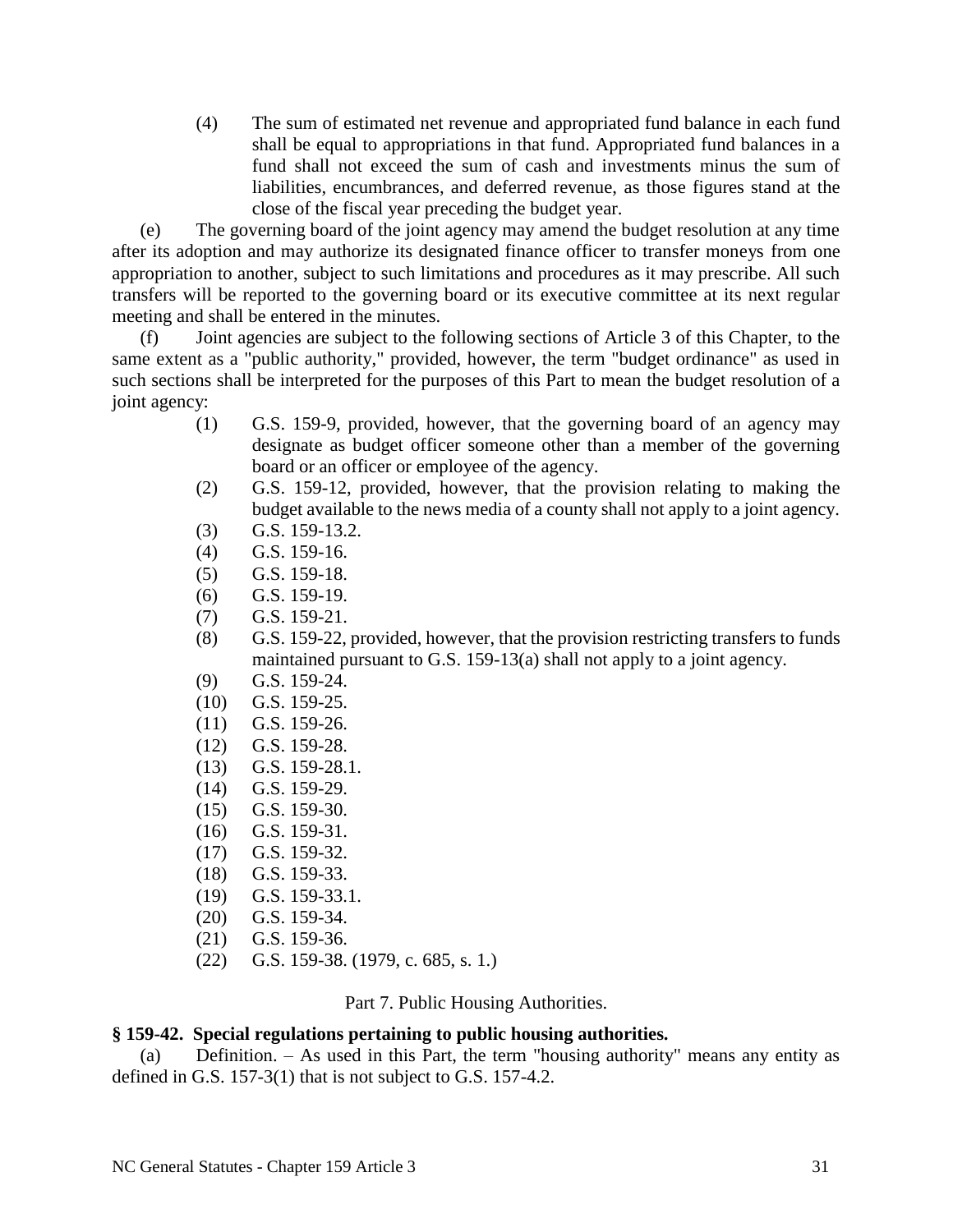(4) The sum of estimated net revenue and appropriated fund balance in each fund shall be equal to appropriations in that fund. Appropriated fund balances in a fund shall not exceed the sum of cash and investments minus the sum of liabilities, encumbrances, and deferred revenue, as those figures stand at the close of the fiscal year preceding the budget year.

(e) The governing board of the joint agency may amend the budget resolution at any time after its adoption and may authorize its designated finance officer to transfer moneys from one appropriation to another, subject to such limitations and procedures as it may prescribe. All such transfers will be reported to the governing board or its executive committee at its next regular meeting and shall be entered in the minutes.

(f) Joint agencies are subject to the following sections of Article 3 of this Chapter, to the same extent as a "public authority," provided, however, the term "budget ordinance" as used in such sections shall be interpreted for the purposes of this Part to mean the budget resolution of a joint agency:

(1) G.S. 159-9, provided, however, that the governing board of an agency may designate as budget officer someone other than a member of the governing board or an officer or employee of the agency.
(2) G.S. 159-12, provided, however, that the provision relating to making the budget available to the news media of a county shall not apply to a joint agency.
(3) G.S. 159-13.2.
(4) G.S. 159-16.
(5) G.S. 159-18.
(6) G.S. 159-19.
(7) G.S. 159-21.
(8) G.S. 159-22, provided, however, that the provision restricting transfers to funds maintained pursuant to G.S. 159-13(a) shall not apply to a joint agency.
(9) G.S. 159-24.
(10) G.S. 159-25.
(11) G.S. 159-26.
(12) G.S. 159-28.
(13) G.S. 159-28.1.
(14) G.S. 159-29.
(15) G.S. 159-30.
(16) G.S. 159-31.
(17) G.S. 159-32.
(18) G.S. 159-33.
(19) G.S. 159-33.1.
(20) G.S. 159-34.
(21) G.S. 159-36.
(22) G.S. 159-38. (1979, c. 685, s. 1.)

Part 7. Public Housing Authorities.

**§ 159-42. Special regulations pertaining to public housing authorities.**

(a) Definition. – As used in this Part, the term "housing authority" means any entity as defined in G.S. 157-3(1) that is not subject to G.S. 157-4.2.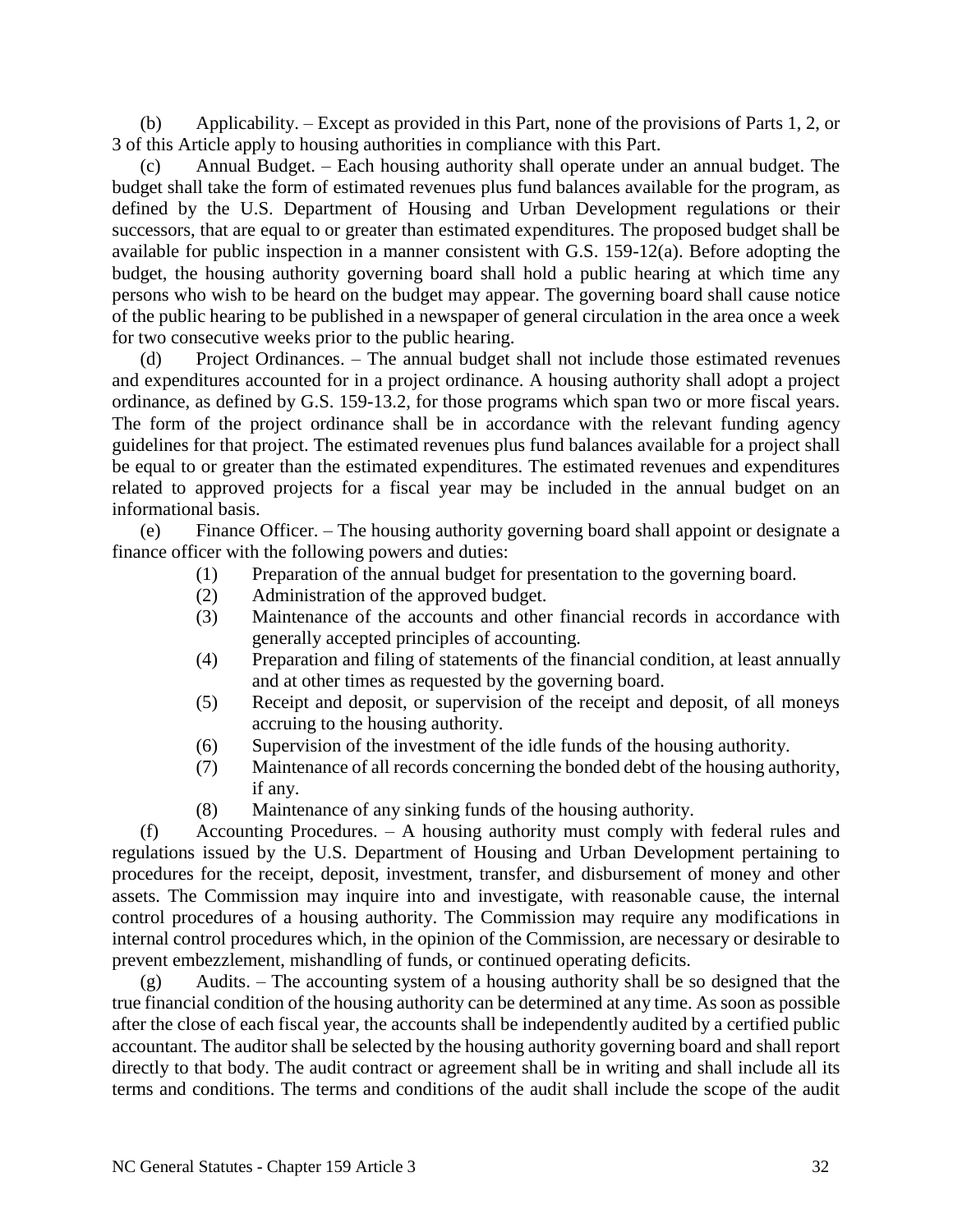(b) Applicability. – Except as provided in this Part, none of the provisions of Parts 1, 2, or 3 of this Article apply to housing authorities in compliance with this Part.

(c) Annual Budget. – Each housing authority shall operate under an annual budget. The budget shall take the form of estimated revenues plus fund balances available for the program, as defined by the U.S. Department of Housing and Urban Development regulations or their successors, that are equal to or greater than estimated expenditures. The proposed budget shall be available for public inspection in a manner consistent with G.S. 159-12(a). Before adopting the budget, the housing authority governing board shall hold a public hearing at which time any persons who wish to be heard on the budget may appear. The governing board shall cause notice of the public hearing to be published in a newspaper of general circulation in the area once a week for two consecutive weeks prior to the public hearing.

(d) Project Ordinances. – The annual budget shall not include those estimated revenues and expenditures accounted for in a project ordinance. A housing authority shall adopt a project ordinance, as defined by G.S. 159-13.2, for those programs which span two or more fiscal years. The form of the project ordinance shall be in accordance with the relevant funding agency guidelines for that project. The estimated revenues plus fund balances available for a project shall be equal to or greater than the estimated expenditures. The estimated revenues and expenditures related to approved projects for a fiscal year may be included in the annual budget on an informational basis.

(e) Finance Officer. – The housing authority governing board shall appoint or designate a finance officer with the following powers and duties:

(1) Preparation of the annual budget for presentation to the governing board.
(2) Administration of the approved budget.
(3) Maintenance of the accounts and other financial records in accordance with generally accepted principles of accounting.
(4) Preparation and filing of statements of the financial condition, at least annually and at other times as requested by the governing board.
(5) Receipt and deposit, or supervision of the receipt and deposit, of all moneys accruing to the housing authority.
(6) Supervision of the investment of the idle funds of the housing authority.
(7) Maintenance of all records concerning the bonded debt of the housing authority, if any.
(8) Maintenance of any sinking funds of the housing authority.

(f) Accounting Procedures. – A housing authority must comply with federal rules and regulations issued by the U.S. Department of Housing and Urban Development pertaining to procedures for the receipt, deposit, investment, transfer, and disbursement of money and other assets. The Commission may inquire into and investigate, with reasonable cause, the internal control procedures of a housing authority. The Commission may require any modifications in internal control procedures which, in the opinion of the Commission, are necessary or desirable to prevent embezzlement, mishandling of funds, or continued operating deficits.

(g) Audits. – The accounting system of a housing authority shall be so designed that the true financial condition of the housing authority can be determined at any time. As soon as possible after the close of each fiscal year, the accounts shall be independently audited by a certified public accountant. The auditor shall be selected by the housing authority governing board and shall report directly to that body. The audit contract or agreement shall be in writing and shall include all its terms and conditions. The terms and conditions of the audit shall include the scope of the audit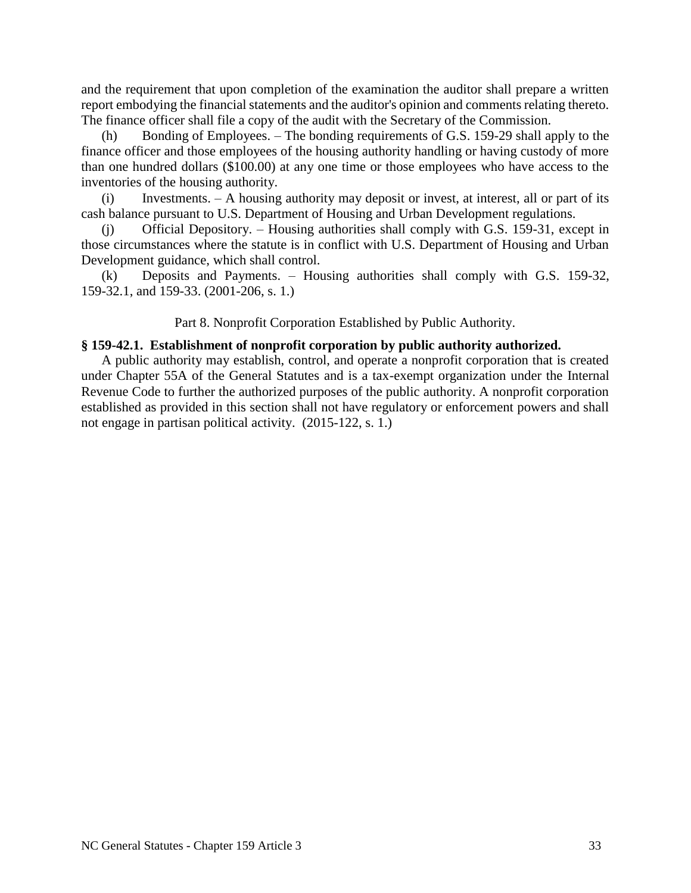and the requirement that upon completion of the examination the auditor shall prepare a written report embodying the financial statements and the auditor's opinion and comments relating thereto. The finance officer shall file a copy of the audit with the Secretary of the Commission.

(h) Bonding of Employees. – The bonding requirements of G.S. 159-29 shall apply to the finance officer and those employees of the housing authority handling or having custody of more than one hundred dollars ($100.00) at any one time or those employees who have access to the inventories of the housing authority.

(i) Investments. – A housing authority may deposit or invest, at interest, all or part of its cash balance pursuant to U.S. Department of Housing and Urban Development regulations.

(j) Official Depository. – Housing authorities shall comply with G.S. 159-31, except in those circumstances where the statute is in conflict with U.S. Department of Housing and Urban Development guidance, which shall control.

(k) Deposits and Payments. – Housing authorities shall comply with G.S. 159-32, 159-32.1, and 159-33. (2001-206, s. 1.)

Part 8. Nonprofit Corporation Established by Public Authority.

**§ 159-42.1. Establishment of nonprofit corporation by public authority authorized.**

A public authority may establish, control, and operate a nonprofit corporation that is created under Chapter 55A of the General Statutes and is a tax-exempt organization under the Internal Revenue Code to further the authorized purposes of the public authority. A nonprofit corporation established as provided in this section shall not have regulatory or enforcement powers and shall not engage in partisan political activity. (2015-122, s. 1.)